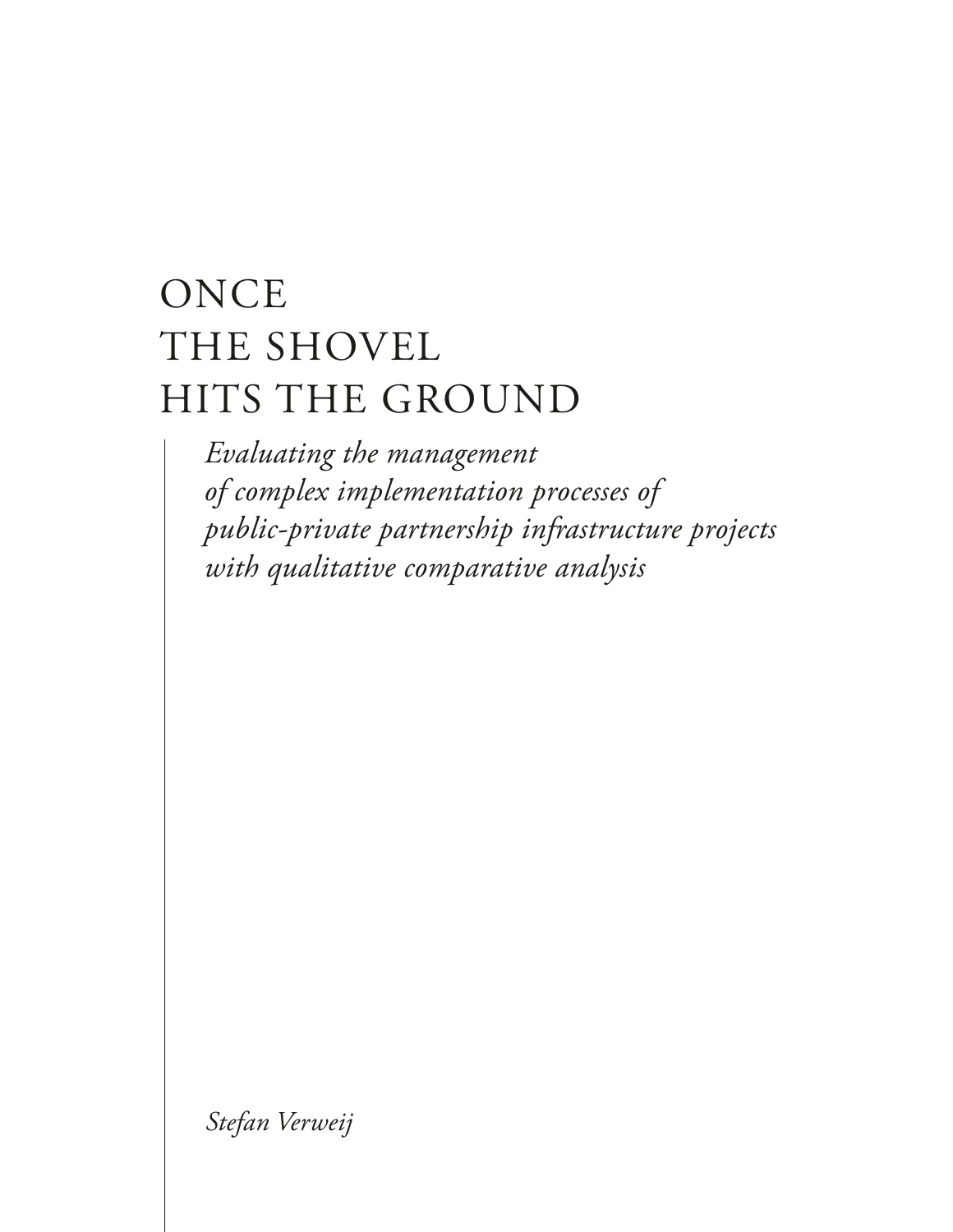# ONCE THE SHOVEL HITS THE GROUND

*Evaluating the management of complex implementation processes of public-private partnership infrastructure projects with qualitative comparative analysis*

*Stefan Verweij*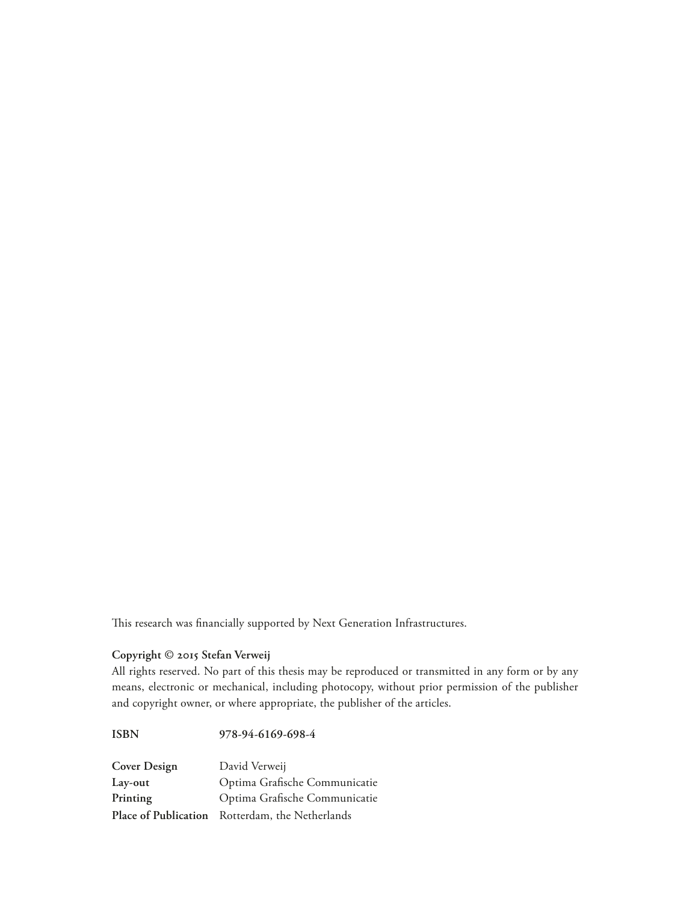This research was financially supported by Next Generation Infrastructures.

**Copyright © 2015 Stefan Verweij**

All rights reserved. No part of this thesis may be reproduced or transmitted in any form or by any means, electronic or mechanical, including photocopy, without prior permission of the publisher and copyright owner, or where appropriate, the publisher of the articles.

**ISBN** **978-94-6169-698-4**

**Cover Design** David Verweij
**Lay-out** Optima Grafische Communicatie
**Printing** Optima Grafische Communicatie
**Place of Publication** Rotterdam, the Netherlands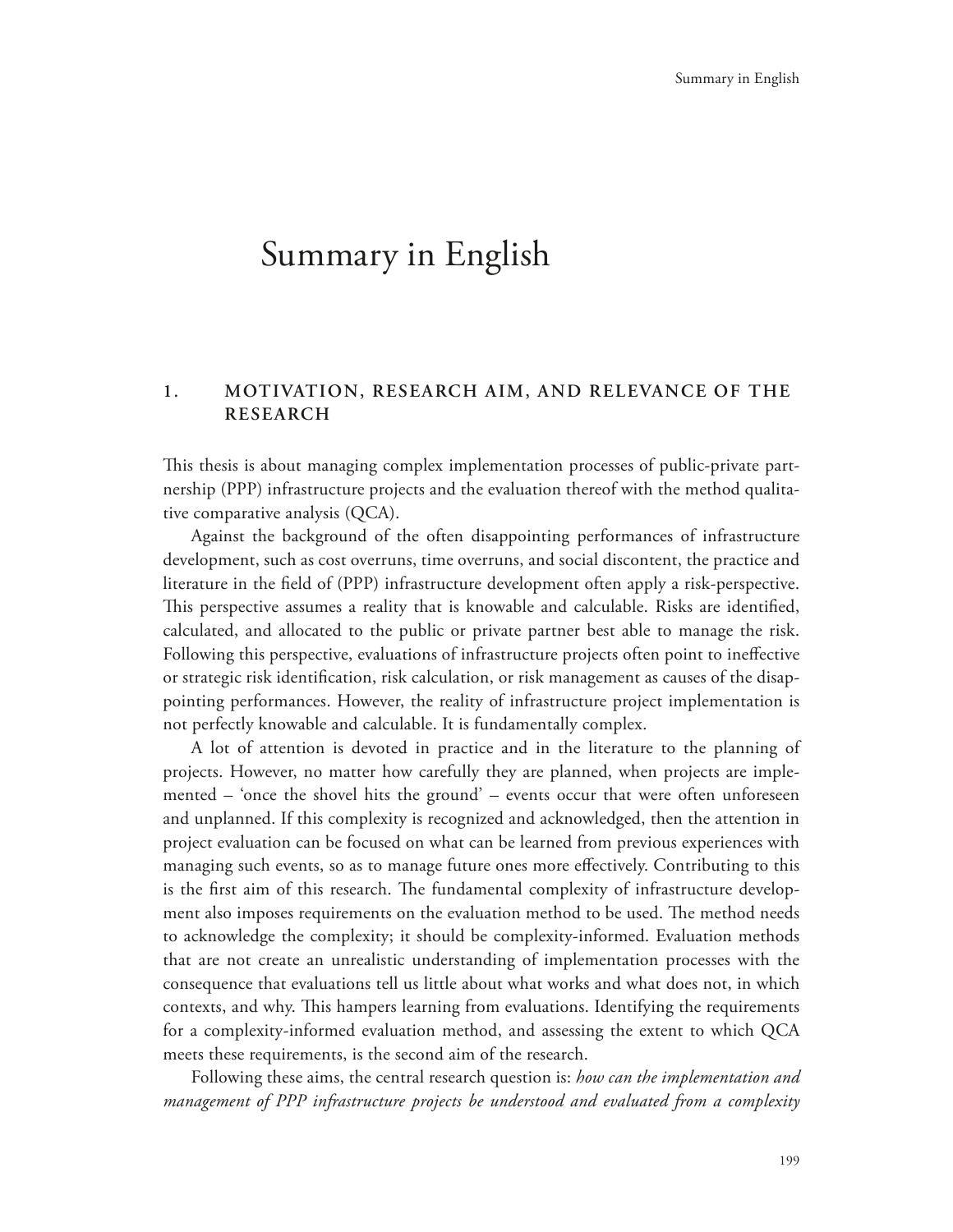# Summary in English

## 1. MOTIVATION, RESEARCH AIM, AND RELEVANCE OF THE RESEARCH

This thesis is about managing complex implementation processes of public-private partnership (PPP) infrastructure projects and the evaluation thereof with the method qualitative comparative analysis (QCA).

Against the background of the often disappointing performances of infrastructure development, such as cost overruns, time overruns, and social discontent, the practice and literature in the field of (PPP) infrastructure development often apply a risk-perspective. This perspective assumes a reality that is knowable and calculable. Risks are identified, calculated, and allocated to the public or private partner best able to manage the risk. Following this perspective, evaluations of infrastructure projects often point to ineffective or strategic risk identification, risk calculation, or risk management as causes of the disappointing performances. However, the reality of infrastructure project implementation is not perfectly knowable and calculable. It is fundamentally complex.

A lot of attention is devoted in practice and in the literature to the planning of projects. However, no matter how carefully they are planned, when projects are implemented – 'once the shovel hits the ground' – events occur that were often unforeseen and unplanned. If this complexity is recognized and acknowledged, then the attention in project evaluation can be focused on what can be learned from previous experiences with managing such events, so as to manage future ones more effectively. Contributing to this is the first aim of this research. The fundamental complexity of infrastructure development also imposes requirements on the evaluation method to be used. The method needs to acknowledge the complexity; it should be complexity-informed. Evaluation methods that are not create an unrealistic understanding of implementation processes with the consequence that evaluations tell us little about what works and what does not, in which contexts, and why. This hampers learning from evaluations. Identifying the requirements for a complexity-informed evaluation method, and assessing the extent to which QCA meets these requirements, is the second aim of the research.

Following these aims, the central research question is: *how can the implementation and management of PPP infrastructure projects be understood and evaluated from a complexity*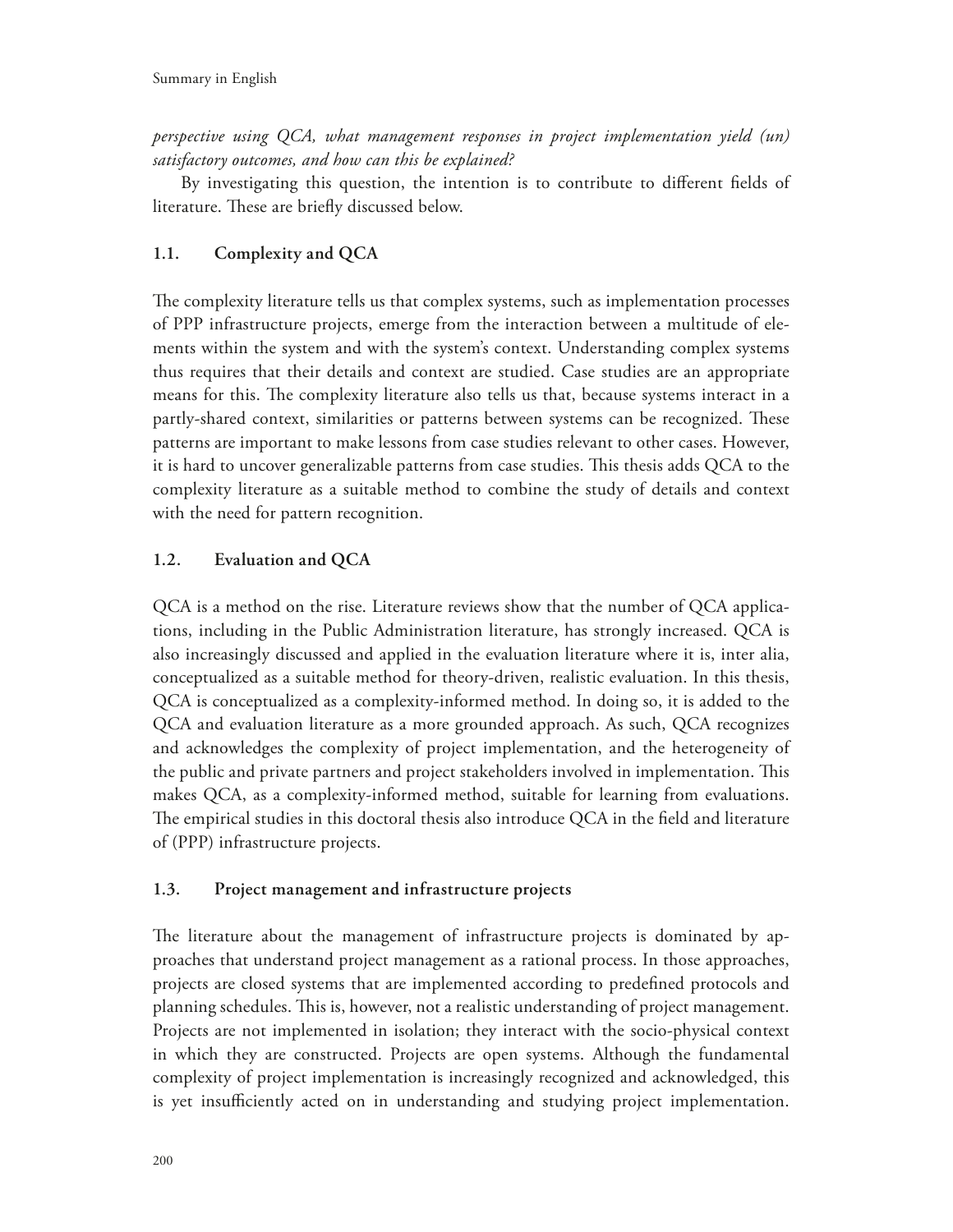*perspective using QCA, what management responses in project implementation yield (un) satisfactory outcomes, and how can this be explained?*

By investigating this question, the intention is to contribute to different fields of literature. These are briefly discussed below.

### 1.1. Complexity and QCA

The complexity literature tells us that complex systems, such as implementation processes of PPP infrastructure projects, emerge from the interaction between a multitude of elements within the system and with the system's context. Understanding complex systems thus requires that their details and context are studied. Case studies are an appropriate means for this. The complexity literature also tells us that, because systems interact in a partly-shared context, similarities or patterns between systems can be recognized. These patterns are important to make lessons from case studies relevant to other cases. However, it is hard to uncover generalizable patterns from case studies. This thesis adds QCA to the complexity literature as a suitable method to combine the study of details and context with the need for pattern recognition.

### 1.2. Evaluation and QCA

QCA is a method on the rise. Literature reviews show that the number of QCA applications, including in the Public Administration literature, has strongly increased. QCA is also increasingly discussed and applied in the evaluation literature where it is, inter alia, conceptualized as a suitable method for theory-driven, realistic evaluation. In this thesis, QCA is conceptualized as a complexity-informed method. In doing so, it is added to the QCA and evaluation literature as a more grounded approach. As such, QCA recognizes and acknowledges the complexity of project implementation, and the heterogeneity of the public and private partners and project stakeholders involved in implementation. This makes QCA, as a complexity-informed method, suitable for learning from evaluations. The empirical studies in this doctoral thesis also introduce QCA in the field and literature of (PPP) infrastructure projects.

### 1.3. Project management and infrastructure projects

The literature about the management of infrastructure projects is dominated by approaches that understand project management as a rational process. In those approaches, projects are closed systems that are implemented according to predefined protocols and planning schedules. This is, however, not a realistic understanding of project management. Projects are not implemented in isolation; they interact with the socio-physical context in which they are constructed. Projects are open systems. Although the fundamental complexity of project implementation is increasingly recognized and acknowledged, this is yet insufficiently acted on in understanding and studying project implementation.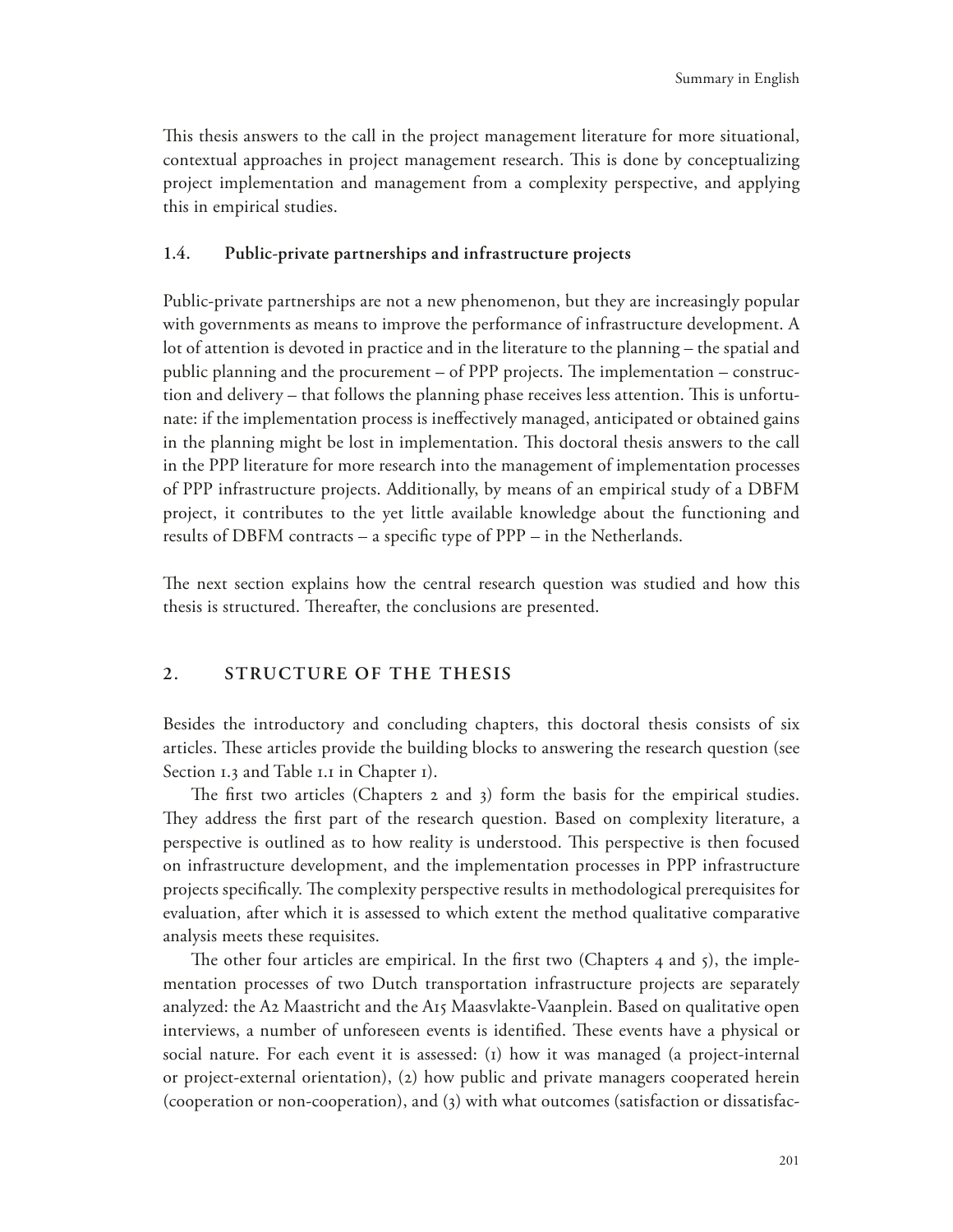This thesis answers to the call in the project management literature for more situational, contextual approaches in project management research. This is done by conceptualizing project implementation and management from a complexity perspective, and applying this in empirical studies.

### 1.4. Public-private partnerships and infrastructure projects

Public-private partnerships are not a new phenomenon, but they are increasingly popular with governments as means to improve the performance of infrastructure development. A lot of attention is devoted in practice and in the literature to the planning – the spatial and public planning and the procurement – of PPP projects. The implementation – construction and delivery – that follows the planning phase receives less attention. This is unfortunate: if the implementation process is ineffectively managed, anticipated or obtained gains in the planning might be lost in implementation. This doctoral thesis answers to the call in the PPP literature for more research into the management of implementation processes of PPP infrastructure projects. Additionally, by means of an empirical study of a DBFM project, it contributes to the yet little available knowledge about the functioning and results of DBFM contracts – a specific type of PPP – in the Netherlands.

The next section explains how the central research question was studied and how this thesis is structured. Thereafter, the conclusions are presented.

## 2. STRUCTURE OF THE THESIS

Besides the introductory and concluding chapters, this doctoral thesis consists of six articles. These articles provide the building blocks to answering the research question (see Section 1.3 and Table 1.1 in Chapter 1).

The first two articles (Chapters 2 and 3) form the basis for the empirical studies. They address the first part of the research question. Based on complexity literature, a perspective is outlined as to how reality is understood. This perspective is then focused on infrastructure development, and the implementation processes in PPP infrastructure projects specifically. The complexity perspective results in methodological prerequisites for evaluation, after which it is assessed to which extent the method qualitative comparative analysis meets these requisites.

The other four articles are empirical. In the first two (Chapters 4 and 5), the implementation processes of two Dutch transportation infrastructure projects are separately analyzed: the A2 Maastricht and the A15 Maasvlakte-Vaanplein. Based on qualitative open interviews, a number of unforeseen events is identified. These events have a physical or social nature. For each event it is assessed: (1) how it was managed (a project-internal or project-external orientation), (2) how public and private managers cooperated herein (cooperation or non-cooperation), and (3) with what outcomes (satisfaction or dissatisfac-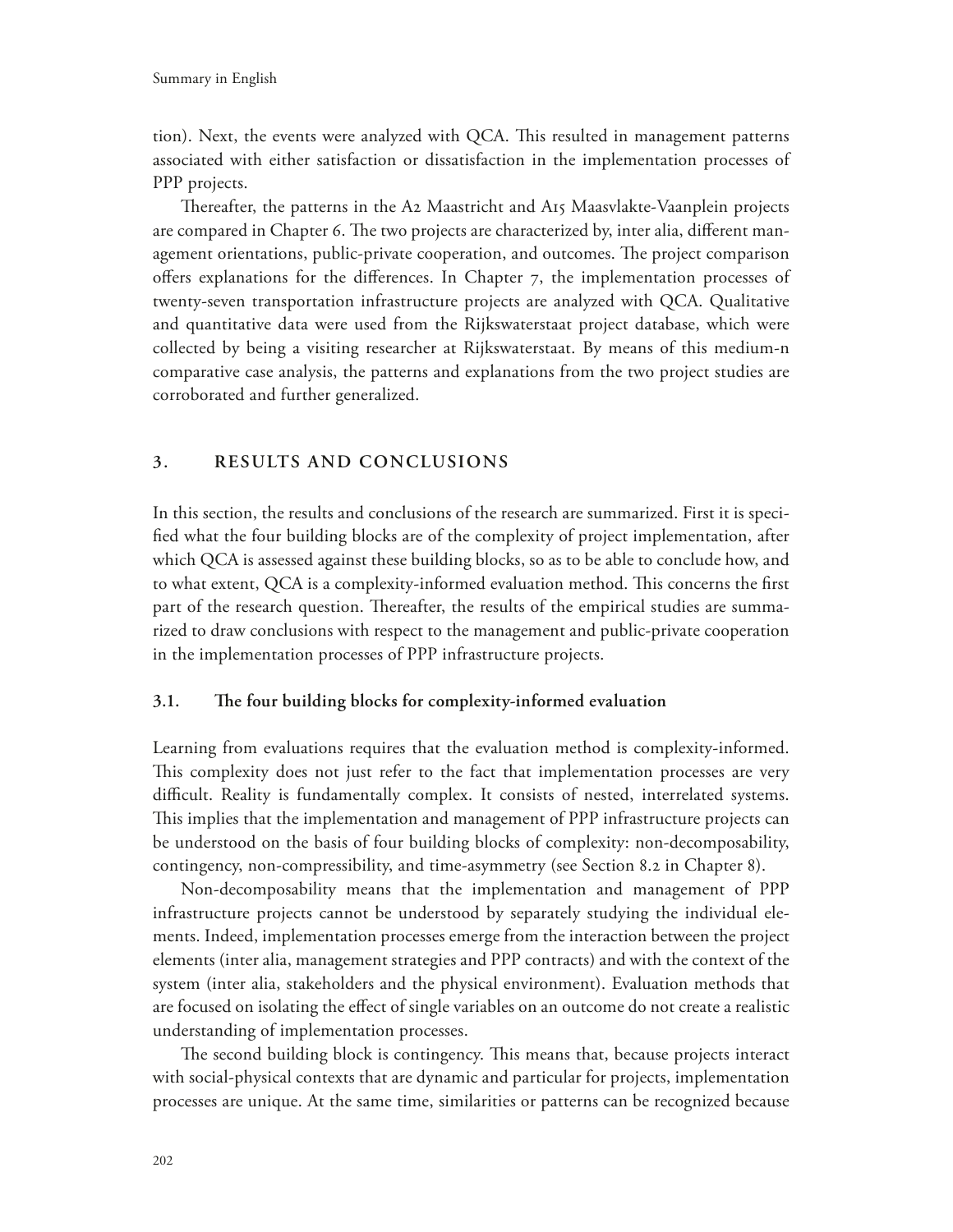tion). Next, the events were analyzed with QCA. This resulted in management patterns associated with either satisfaction or dissatisfaction in the implementation processes of PPP projects.

Thereafter, the patterns in the A2 Maastricht and A15 Maasvlakte-Vaanplein projects are compared in Chapter 6. The two projects are characterized by, inter alia, different management orientations, public-private cooperation, and outcomes. The project comparison offers explanations for the differences. In Chapter 7, the implementation processes of twenty-seven transportation infrastructure projects are analyzed with QCA. Qualitative and quantitative data were used from the Rijkswaterstaat project database, which were collected by being a visiting researcher at Rijkswaterstaat. By means of this medium-n comparative case analysis, the patterns and explanations from the two project studies are corroborated and further generalized.

## 3. RESULTS AND CONCLUSIONS

In this section, the results and conclusions of the research are summarized. First it is specified what the four building blocks are of the complexity of project implementation, after which QCA is assessed against these building blocks, so as to be able to conclude how, and to what extent, QCA is a complexity-informed evaluation method. This concerns the first part of the research question. Thereafter, the results of the empirical studies are summarized to draw conclusions with respect to the management and public-private cooperation in the implementation processes of PPP infrastructure projects.

### 3.1. The four building blocks for complexity-informed evaluation

Learning from evaluations requires that the evaluation method is complexity-informed. This complexity does not just refer to the fact that implementation processes are very difficult. Reality is fundamentally complex. It consists of nested, interrelated systems. This implies that the implementation and management of PPP infrastructure projects can be understood on the basis of four building blocks of complexity: non-decomposability, contingency, non-compressibility, and time-asymmetry (see Section 8.2 in Chapter 8).

Non-decomposability means that the implementation and management of PPP infrastructure projects cannot be understood by separately studying the individual elements. Indeed, implementation processes emerge from the interaction between the project elements (inter alia, management strategies and PPP contracts) and with the context of the system (inter alia, stakeholders and the physical environment). Evaluation methods that are focused on isolating the effect of single variables on an outcome do not create a realistic understanding of implementation processes.

The second building block is contingency. This means that, because projects interact with social-physical contexts that are dynamic and particular for projects, implementation processes are unique. At the same time, similarities or patterns can be recognized because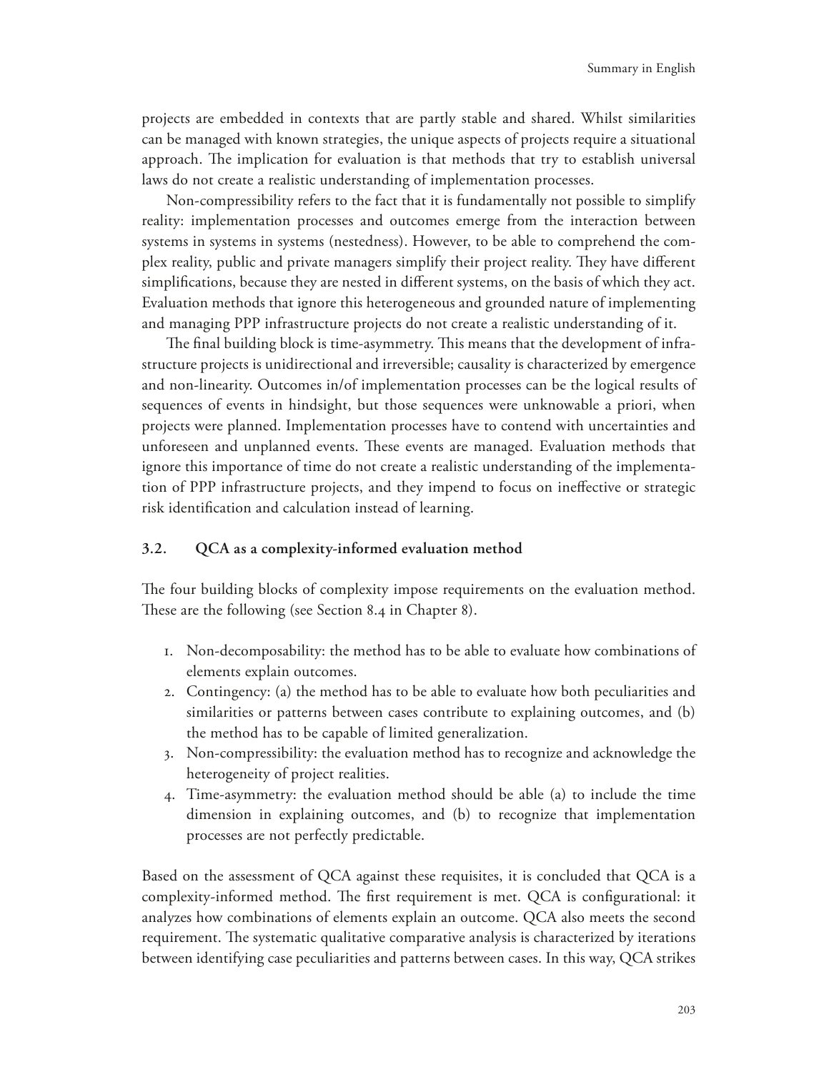projects are embedded in contexts that are partly stable and shared. Whilst similarities can be managed with known strategies, the unique aspects of projects require a situational approach. The implication for evaluation is that methods that try to establish universal laws do not create a realistic understanding of implementation processes.

Non-compressibility refers to the fact that it is fundamentally not possible to simplify reality: implementation processes and outcomes emerge from the interaction between systems in systems in systems (nestedness). However, to be able to comprehend the complex reality, public and private managers simplify their project reality. They have different simplifications, because they are nested in different systems, on the basis of which they act. Evaluation methods that ignore this heterogeneous and grounded nature of implementing and managing PPP infrastructure projects do not create a realistic understanding of it.

The final building block is time-asymmetry. This means that the development of infrastructure projects is unidirectional and irreversible; causality is characterized by emergence and non-linearity. Outcomes in/of implementation processes can be the logical results of sequences of events in hindsight, but those sequences were unknowable a priori, when projects were planned. Implementation processes have to contend with uncertainties and unforeseen and unplanned events. These events are managed. Evaluation methods that ignore this importance of time do not create a realistic understanding of the implementation of PPP infrastructure projects, and they impend to focus on ineffective or strategic risk identification and calculation instead of learning.

### 3.2. QCA as a complexity-informed evaluation method

The four building blocks of complexity impose requirements on the evaluation method. These are the following (see Section 8.4 in Chapter 8).

1. Non-decomposability: the method has to be able to evaluate how combinations of elements explain outcomes.
2. Contingency: (a) the method has to be able to evaluate how both peculiarities and similarities or patterns between cases contribute to explaining outcomes, and (b) the method has to be capable of limited generalization.
3. Non-compressibility: the evaluation method has to recognize and acknowledge the heterogeneity of project realities.
4. Time-asymmetry: the evaluation method should be able (a) to include the time dimension in explaining outcomes, and (b) to recognize that implementation processes are not perfectly predictable.

Based on the assessment of QCA against these requisites, it is concluded that QCA is a complexity-informed method. The first requirement is met. QCA is configurational: it analyzes how combinations of elements explain an outcome. QCA also meets the second requirement. The systematic qualitative comparative analysis is characterized by iterations between identifying case peculiarities and patterns between cases. In this way, QCA strikes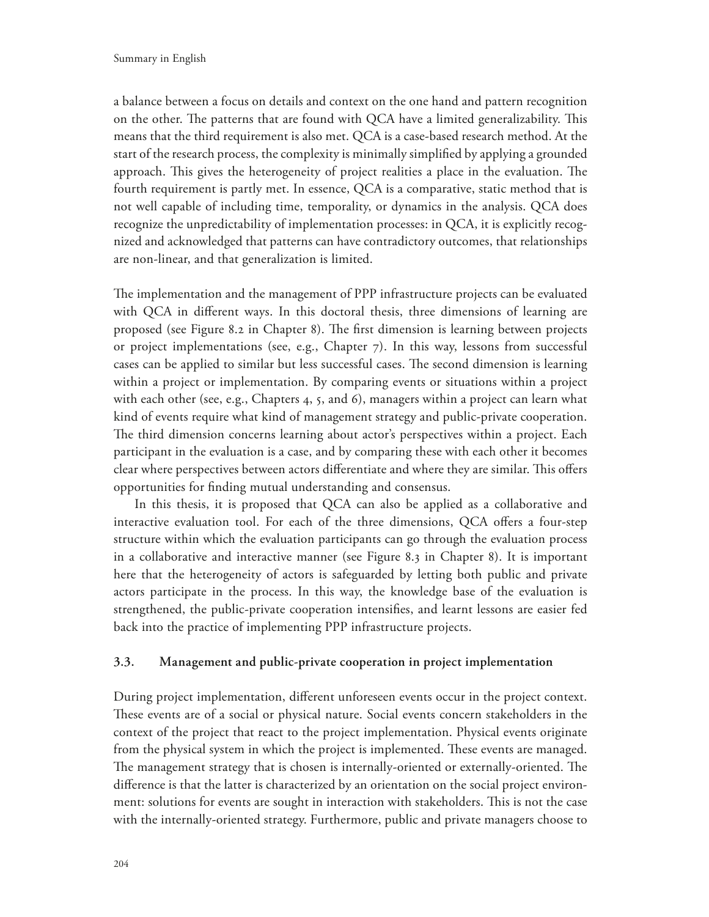a balance between a focus on details and context on the one hand and pattern recognition on the other. The patterns that are found with QCA have a limited generalizability. This means that the third requirement is also met. QCA is a case-based research method. At the start of the research process, the complexity is minimally simplified by applying a grounded approach. This gives the heterogeneity of project realities a place in the evaluation. The fourth requirement is partly met. In essence, QCA is a comparative, static method that is not well capable of including time, temporality, or dynamics in the analysis. QCA does recognize the unpredictability of implementation processes: in QCA, it is explicitly recognized and acknowledged that patterns can have contradictory outcomes, that relationships are non-linear, and that generalization is limited.

The implementation and the management of PPP infrastructure projects can be evaluated with QCA in different ways. In this doctoral thesis, three dimensions of learning are proposed (see Figure 8.2 in Chapter 8). The first dimension is learning between projects or project implementations (see, e.g., Chapter 7). In this way, lessons from successful cases can be applied to similar but less successful cases. The second dimension is learning within a project or implementation. By comparing events or situations within a project with each other (see, e.g., Chapters 4, 5, and 6), managers within a project can learn what kind of events require what kind of management strategy and public-private cooperation. The third dimension concerns learning about actor's perspectives within a project. Each participant in the evaluation is a case, and by comparing these with each other it becomes clear where perspectives between actors differentiate and where they are similar. This offers opportunities for finding mutual understanding and consensus.

In this thesis, it is proposed that QCA can also be applied as a collaborative and interactive evaluation tool. For each of the three dimensions, QCA offers a four-step structure within which the evaluation participants can go through the evaluation process in a collaborative and interactive manner (see Figure 8.3 in Chapter 8). It is important here that the heterogeneity of actors is safeguarded by letting both public and private actors participate in the process. In this way, the knowledge base of the evaluation is strengthened, the public-private cooperation intensifies, and learnt lessons are easier fed back into the practice of implementing PPP infrastructure projects.

### 3.3. Management and public-private cooperation in project implementation

During project implementation, different unforeseen events occur in the project context. These events are of a social or physical nature. Social events concern stakeholders in the context of the project that react to the project implementation. Physical events originate from the physical system in which the project is implemented. These events are managed. The management strategy that is chosen is internally-oriented or externally-oriented. The difference is that the latter is characterized by an orientation on the social project environment: solutions for events are sought in interaction with stakeholders. This is not the case with the internally-oriented strategy. Furthermore, public and private managers choose to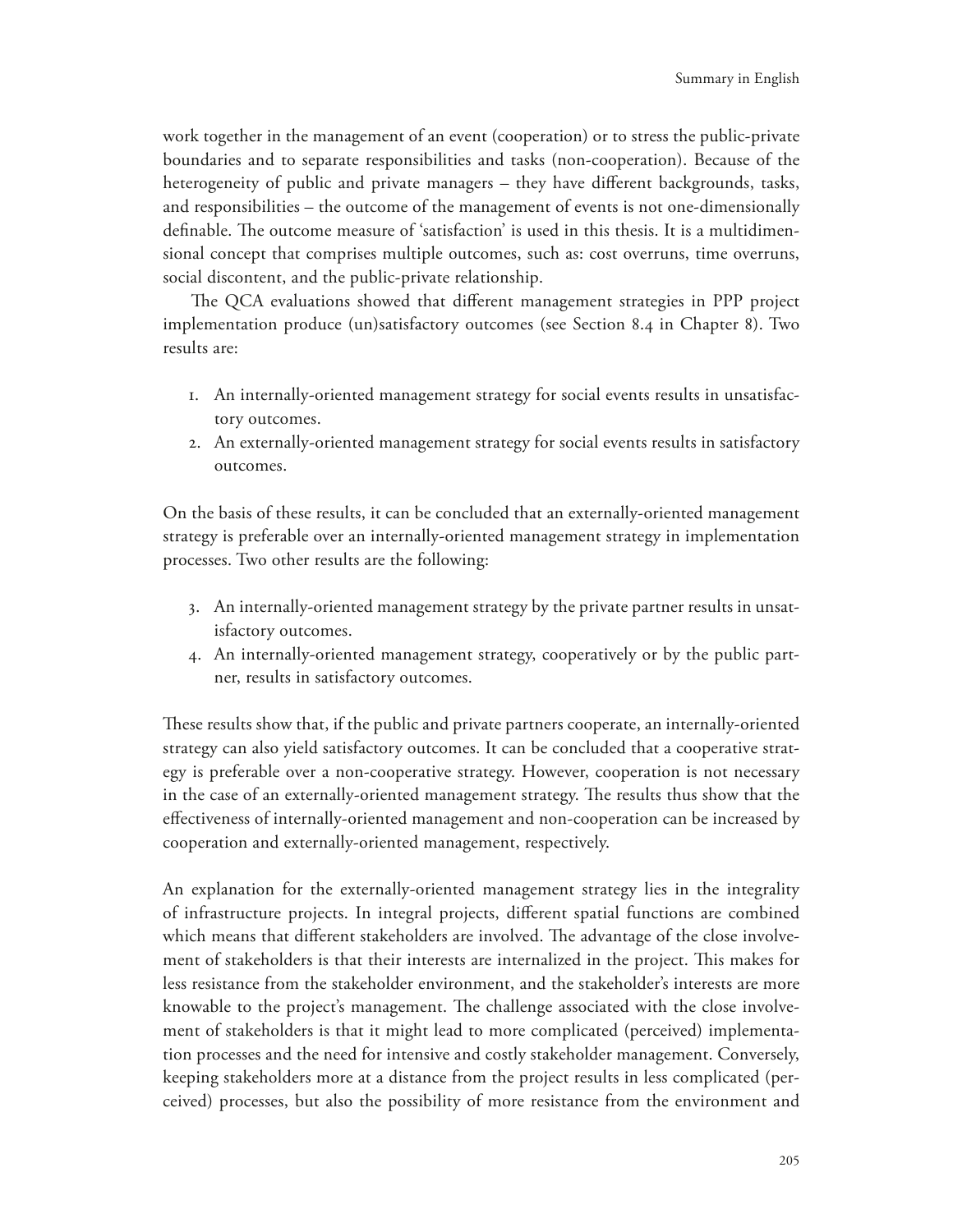work together in the management of an event (cooperation) or to stress the public-private boundaries and to separate responsibilities and tasks (non-cooperation). Because of the heterogeneity of public and private managers – they have different backgrounds, tasks, and responsibilities – the outcome of the management of events is not one-dimensionally definable. The outcome measure of 'satisfaction' is used in this thesis. It is a multidimensional concept that comprises multiple outcomes, such as: cost overruns, time overruns, social discontent, and the public-private relationship.

The QCA evaluations showed that different management strategies in PPP project implementation produce (un)satisfactory outcomes (see Section 8.4 in Chapter 8). Two results are:

1. An internally-oriented management strategy for social events results in unsatisfactory outcomes.
2. An externally-oriented management strategy for social events results in satisfactory outcomes.

On the basis of these results, it can be concluded that an externally-oriented management strategy is preferable over an internally-oriented management strategy in implementation processes. Two other results are the following:

3. An internally-oriented management strategy by the private partner results in unsatisfactory outcomes.
4. An internally-oriented management strategy, cooperatively or by the public partner, results in satisfactory outcomes.

These results show that, if the public and private partners cooperate, an internally-oriented strategy can also yield satisfactory outcomes. It can be concluded that a cooperative strategy is preferable over a non-cooperative strategy. However, cooperation is not necessary in the case of an externally-oriented management strategy. The results thus show that the effectiveness of internally-oriented management and non-cooperation can be increased by cooperation and externally-oriented management, respectively.

An explanation for the externally-oriented management strategy lies in the integrality of infrastructure projects. In integral projects, different spatial functions are combined which means that different stakeholders are involved. The advantage of the close involvement of stakeholders is that their interests are internalized in the project. This makes for less resistance from the stakeholder environment, and the stakeholder's interests are more knowable to the project's management. The challenge associated with the close involvement of stakeholders is that it might lead to more complicated (perceived) implementation processes and the need for intensive and costly stakeholder management. Conversely, keeping stakeholders more at a distance from the project results in less complicated (perceived) processes, but also the possibility of more resistance from the environment and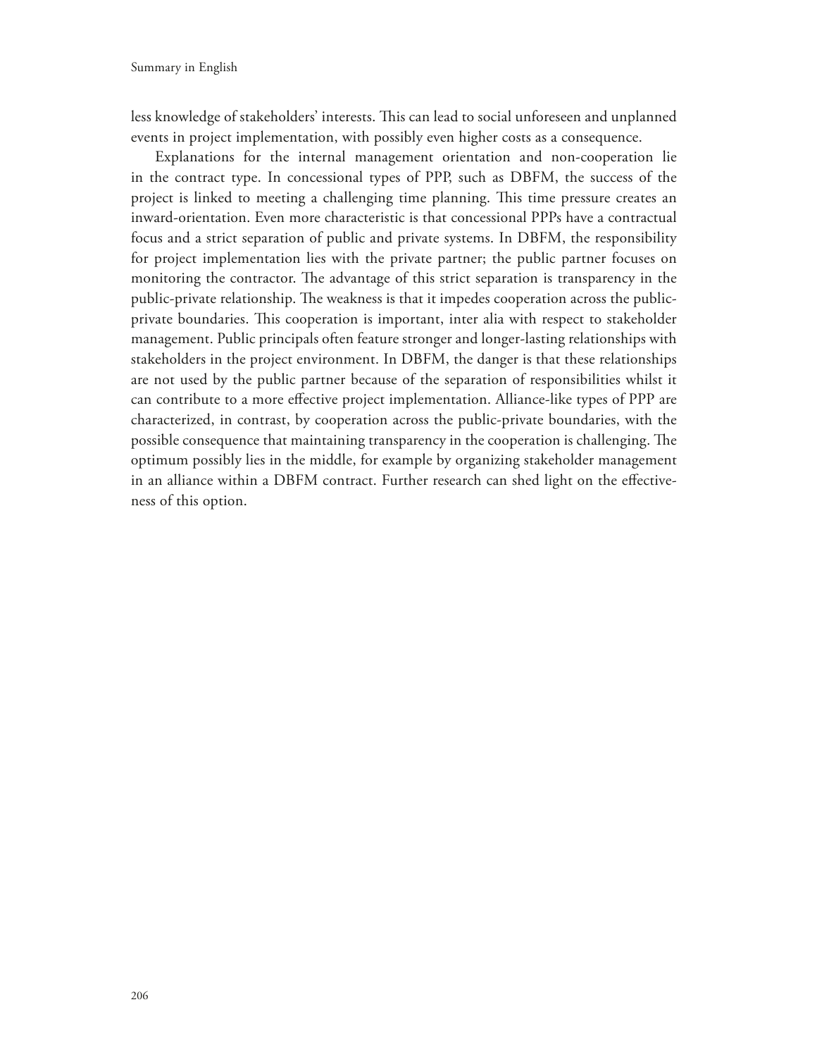less knowledge of stakeholders' interests. This can lead to social unforeseen and unplanned events in project implementation, with possibly even higher costs as a consequence.

Explanations for the internal management orientation and non-cooperation lie in the contract type. In concessional types of PPP, such as DBFM, the success of the project is linked to meeting a challenging time planning. This time pressure creates an inward-orientation. Even more characteristic is that concessional PPPs have a contractual focus and a strict separation of public and private systems. In DBFM, the responsibility for project implementation lies with the private partner; the public partner focuses on monitoring the contractor. The advantage of this strict separation is transparency in the public-private relationship. The weakness is that it impedes cooperation across the public-private boundaries. This cooperation is important, inter alia with respect to stakeholder management. Public principals often feature stronger and longer-lasting relationships with stakeholders in the project environment. In DBFM, the danger is that these relationships are not used by the public partner because of the separation of responsibilities whilst it can contribute to a more effective project implementation. Alliance-like types of PPP are characterized, in contrast, by cooperation across the public-private boundaries, with the possible consequence that maintaining transparency in the cooperation is challenging. The optimum possibly lies in the middle, for example by organizing stakeholder management in an alliance within a DBFM contract. Further research can shed light on the effectiveness of this option.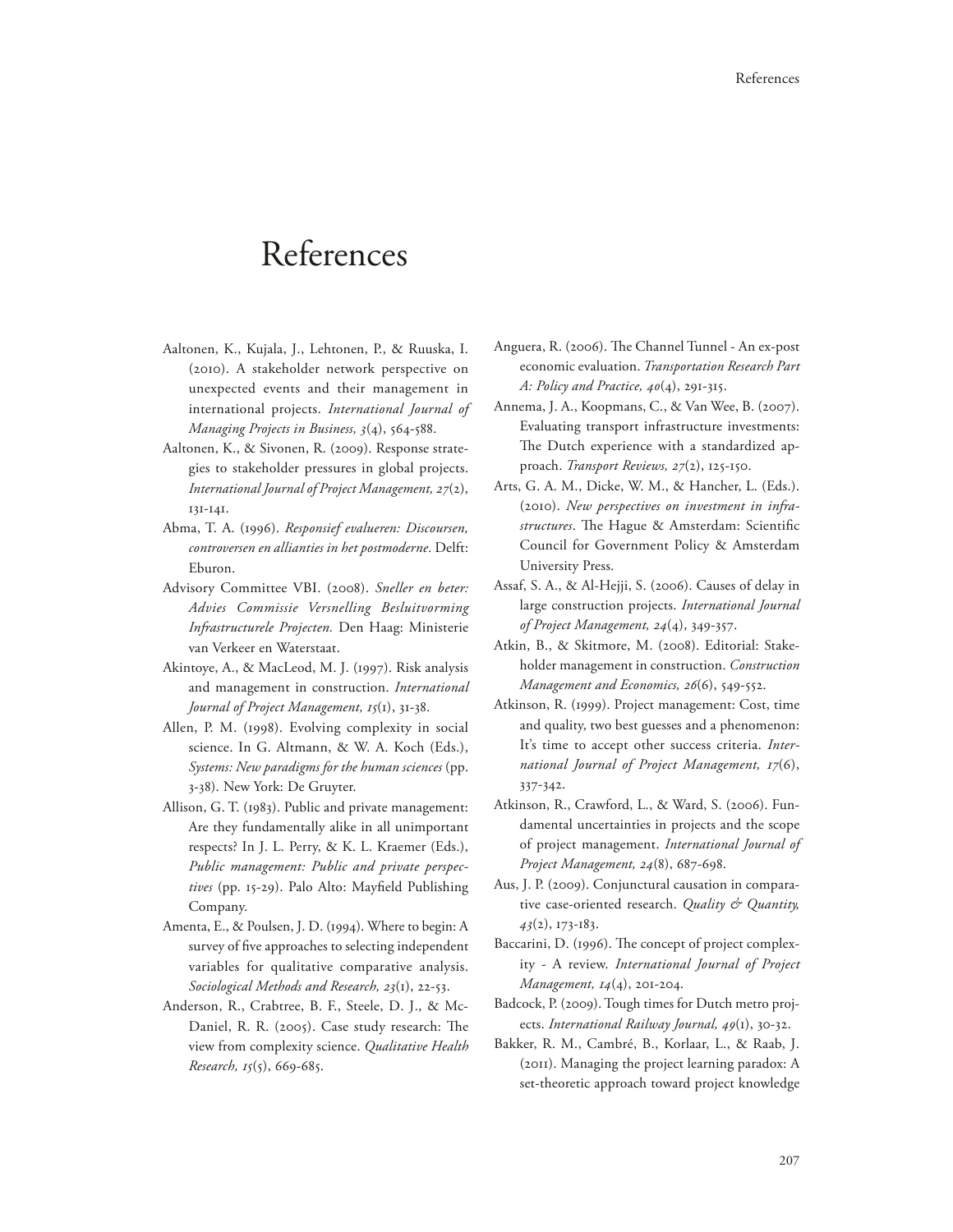# References

Aaltonen, K., Kujala, J., Lehtonen, P., & Ruuska, I. (2010). A stakeholder network perspective on unexpected events and their management in international projects. *International Journal of Managing Projects in Business, 3*(4), 564-588.

Aaltonen, K., & Sivonen, R. (2009). Response strategies to stakeholder pressures in global projects. *International Journal of Project Management, 27*(2), 131-141.

Abma, T. A. (1996). *Responsief evalueren: Discoursen, controversen en allianties in het postmoderne*. Delft: Eburon.

Advisory Committee VBI. (2008). *Sneller en beter: Advies Commissie Versnelling Besluitvorming Infrastructurele Projecten.* Den Haag: Ministerie van Verkeer en Waterstaat.

Akintoye, A., & MacLeod, M. J. (1997). Risk analysis and management in construction. *International Journal of Project Management, 15*(1), 31-38.

Allen, P. M. (1998). Evolving complexity in social science. In G. Altmann, & W. A. Koch (Eds.), *Systems: New paradigms for the human sciences* (pp. 3-38). New York: De Gruyter.

Allison, G. T. (1983). Public and private management: Are they fundamentally alike in all unimportant respects? In J. L. Perry, & K. L. Kraemer (Eds.), *Public management: Public and private perspectives* (pp. 15-29). Palo Alto: Mayfield Publishing Company.

Amenta, E., & Poulsen, J. D. (1994). Where to begin: A survey of five approaches to selecting independent variables for qualitative comparative analysis. *Sociological Methods and Research, 23*(1), 22-53.

Anderson, R., Crabtree, B. F., Steele, D. J., & McDaniel, R. R. (2005). Case study research: The view from complexity science. *Qualitative Health Research, 15*(5), 669-685.

Anguera, R. (2006). The Channel Tunnel - An ex-post economic evaluation. *Transportation Research Part A: Policy and Practice, 40*(4), 291-315.

Annema, J. A., Koopmans, C., & Van Wee, B. (2007). Evaluating transport infrastructure investments: The Dutch experience with a standardized approach. *Transport Reviews, 27*(2), 125-150.

Arts, G. A. M., Dicke, W. M., & Hancher, L. (Eds.). (2010). *New perspectives on investment in infrastructures*. The Hague & Amsterdam: Scientific Council for Government Policy & Amsterdam University Press.

Assaf, S. A., & Al-Hejji, S. (2006). Causes of delay in large construction projects. *International Journal of Project Management, 24*(4), 349-357.

Atkin, B., & Skitmore, M. (2008). Editorial: Stakeholder management in construction. *Construction Management and Economics, 26*(6), 549-552.

Atkinson, R. (1999). Project management: Cost, time and quality, two best guesses and a phenomenon: It's time to accept other success criteria. *International Journal of Project Management, 17*(6), 337-342.

Atkinson, R., Crawford, L., & Ward, S. (2006). Fundamental uncertainties in projects and the scope of project management. *International Journal of Project Management, 24*(8), 687-698.

Aus, J. P. (2009). Conjunctural causation in comparative case-oriented research. *Quality & Quantity, 43*(2), 173-183.

Baccarini, D. (1996). The concept of project complexity - A review. *International Journal of Project Management, 14*(4), 201-204.

Badcock, P. (2009). Tough times for Dutch metro projects. *International Railway Journal, 49*(1), 30-32.

Bakker, R. M., Cambré, B., Korlaar, L., & Raab, J. (2011). Managing the project learning paradox: A set-theoretic approach toward project knowledge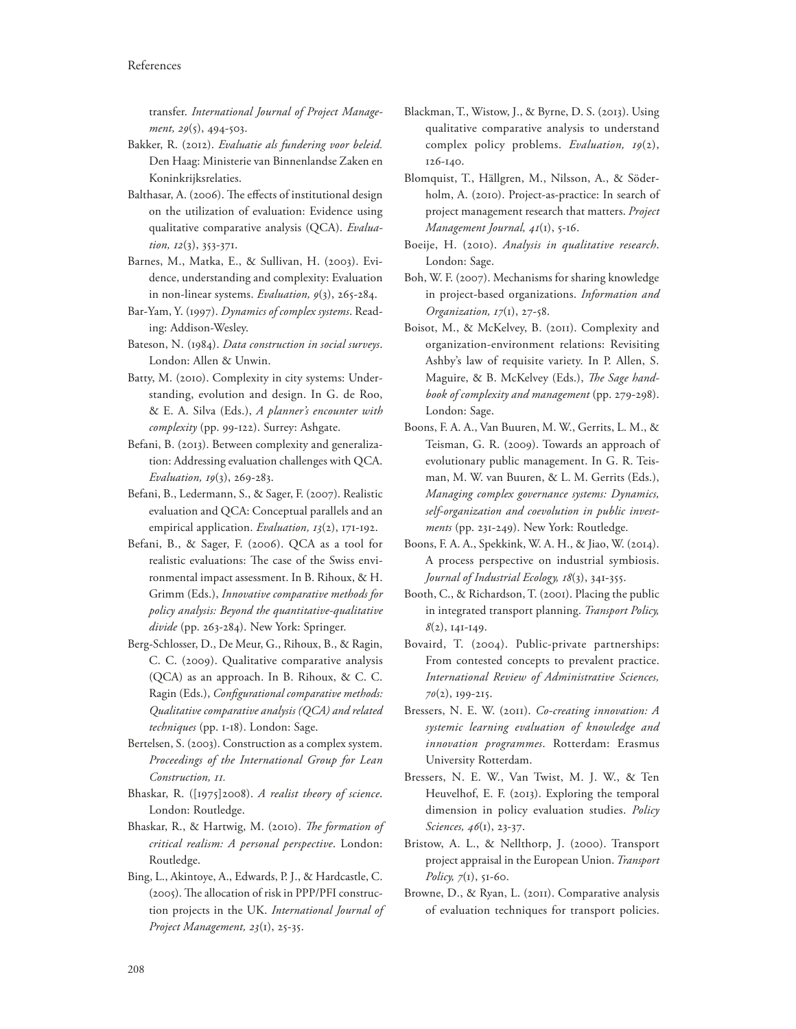transfer. *International Journal of Project Management, 29*(5), 494-503.

Bakker, R. (2012). *Evaluatie als fundering voor beleid.* Den Haag: Ministerie van Binnenlandse Zaken en Koninkrijksrelaties.

Balthasar, A. (2006). The effects of institutional design on the utilization of evaluation: Evidence using qualitative comparative analysis (QCA). *Evaluation, 12*(3), 353-371.

Barnes, M., Matka, E., & Sullivan, H. (2003). Evidence, understanding and complexity: Evaluation in non-linear systems. *Evaluation, 9*(3), 265-284.

Bar-Yam, Y. (1997). *Dynamics of complex systems*. Reading: Addison-Wesley.

Bateson, N. (1984). *Data construction in social surveys*. London: Allen & Unwin.

Batty, M. (2010). Complexity in city systems: Understanding, evolution and design. In G. de Roo, & E. A. Silva (Eds.), *A planner's encounter with complexity* (pp. 99-122). Surrey: Ashgate.

Befani, B. (2013). Between complexity and generalization: Addressing evaluation challenges with QCA. *Evaluation, 19*(3), 269-283.

Befani, B., Ledermann, S., & Sager, F. (2007). Realistic evaluation and QCA: Conceptual parallels and an empirical application. *Evaluation, 13*(2), 171-192.

Befani, B., & Sager, F. (2006). QCA as a tool for realistic evaluations: The case of the Swiss environmental impact assessment. In B. Rihoux, & H. Grimm (Eds.), *Innovative comparative methods for policy analysis: Beyond the quantitative-qualitative divide* (pp. 263-284). New York: Springer.

Berg-Schlosser, D., De Meur, G., Rihoux, B., & Ragin, C. C. (2009). Qualitative comparative analysis (QCA) as an approach. In B. Rihoux, & C. C. Ragin (Eds.), *Configurational comparative methods: Qualitative comparative analysis (QCA) and related techniques* (pp. 1-18). London: Sage.

Bertelsen, S. (2003). Construction as a complex system. *Proceedings of the International Group for Lean Construction, 11.*

Bhaskar, R. ([1975]2008). *A realist theory of science*. London: Routledge.

Bhaskar, R., & Hartwig, M. (2010). *The formation of critical realism: A personal perspective*. London: Routledge.

Bing, L., Akintoye, A., Edwards, P. J., & Hardcastle, C. (2005). The allocation of risk in PPP/PFI construction projects in the UK. *International Journal of Project Management, 23*(1), 25-35.

Blackman, T., Wistow, J., & Byrne, D. S. (2013). Using qualitative comparative analysis to understand complex policy problems. *Evaluation, 19*(2), 126-140.

Blomquist, T., Hällgren, M., Nilsson, A., & Söderholm, A. (2010). Project-as-practice: In search of project management research that matters. *Project Management Journal, 41*(1), 5-16.

Boeije, H. (2010). *Analysis in qualitative research*. London: Sage.

Boh, W. F. (2007). Mechanisms for sharing knowledge in project-based organizations. *Information and Organization, 17*(1), 27-58.

Boisot, M., & McKelvey, B. (2011). Complexity and organization-environment relations: Revisiting Ashby's law of requisite variety. In P. Allen, S. Maguire, & B. McKelvey (Eds.), *The Sage handbook of complexity and management* (pp. 279-298). London: Sage.

Boons, F. A. A., Van Buuren, M. W., Gerrits, L. M., & Teisman, G. R. (2009). Towards an approach of evolutionary public management. In G. R. Teisman, M. W. van Buuren, & L. M. Gerrits (Eds.), *Managing complex governance systems: Dynamics, self-organization and coevolution in public investments* (pp. 231-249). New York: Routledge.

Boons, F. A. A., Spekkink, W. A. H., & Jiao, W. (2014). A process perspective on industrial symbiosis. *Journal of Industrial Ecology, 18*(3), 341-355.

Booth, C., & Richardson, T. (2001). Placing the public in integrated transport planning. *Transport Policy, 8*(2), 141-149.

Bovaird, T. (2004). Public-private partnerships: From contested concepts to prevalent practice. *International Review of Administrative Sciences, 70*(2), 199-215.

Bressers, N. E. W. (2011). *Co-creating innovation: A systemic learning evaluation of knowledge and innovation programmes*. Rotterdam: Erasmus University Rotterdam.

Bressers, N. E. W., Van Twist, M. J. W., & Ten Heuvelhof, E. F. (2013). Exploring the temporal dimension in policy evaluation studies. *Policy Sciences, 46*(1), 23-37.

Bristow, A. L., & Nellthorp, J. (2000). Transport project appraisal in the European Union. *Transport Policy, 7*(1), 51-60.

Browne, D., & Ryan, L. (2011). Comparative analysis of evaluation techniques for transport policies.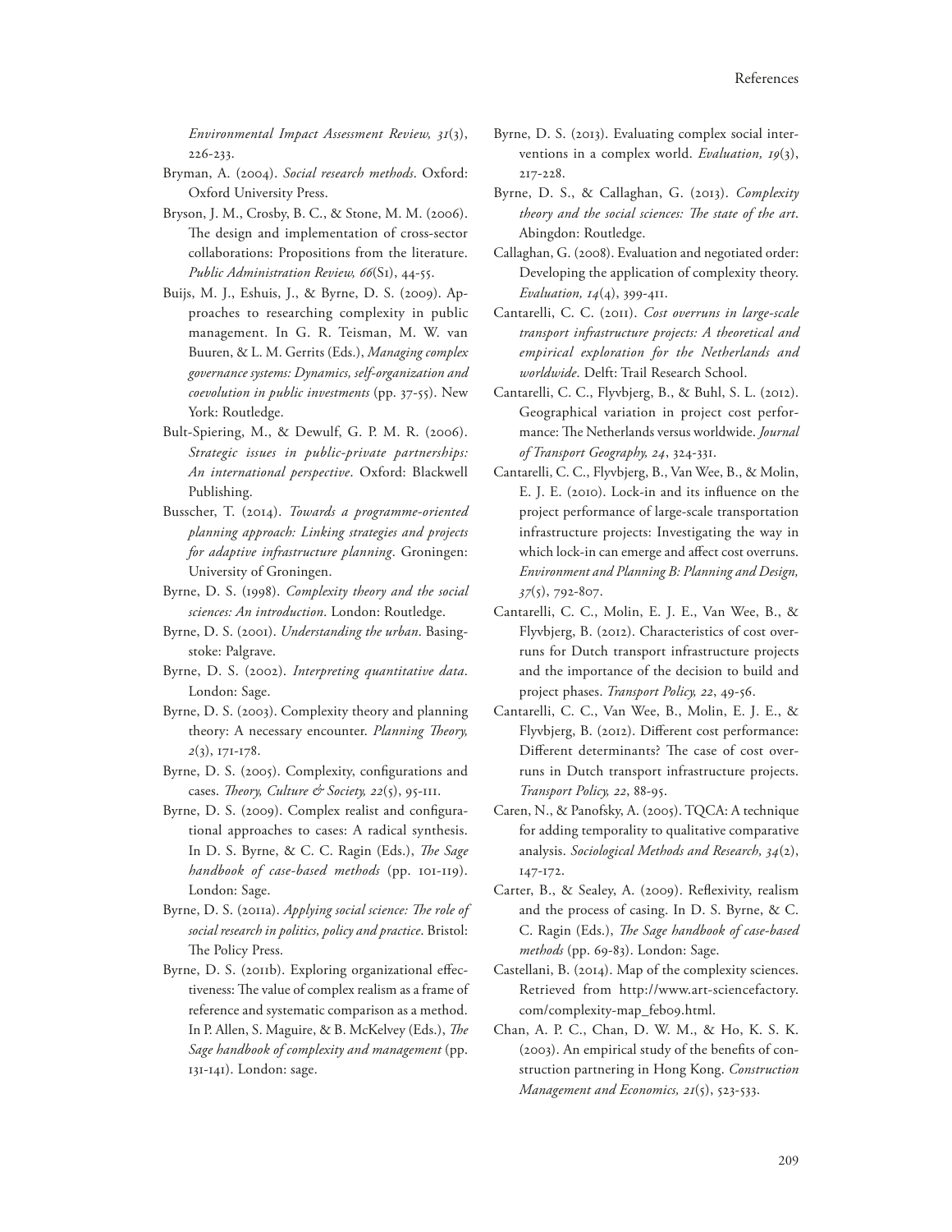*Environmental Impact Assessment Review, 31*(3), 226-233.

Bryman, A. (2004). *Social research methods*. Oxford: Oxford University Press.

Bryson, J. M., Crosby, B. C., & Stone, M. M. (2006). The design and implementation of cross-sector collaborations: Propositions from the literature. *Public Administration Review, 66*(S1), 44-55.

Buijs, M. J., Eshuis, J., & Byrne, D. S. (2009). Approaches to researching complexity in public management. In G. R. Teisman, M. W. van Buuren, & L. M. Gerrits (Eds.), *Managing complex governance systems: Dynamics, self-organization and coevolution in public investments* (pp. 37-55). New York: Routledge.

Bult-Spiering, M., & Dewulf, G. P. M. R. (2006). *Strategic issues in public-private partnerships: An international perspective*. Oxford: Blackwell Publishing.

Busscher, T. (2014). *Towards a programme-oriented planning approach: Linking strategies and projects for adaptive infrastructure planning*. Groningen: University of Groningen.

Byrne, D. S. (1998). *Complexity theory and the social sciences: An introduction*. London: Routledge.

Byrne, D. S. (2001). *Understanding the urban*. Basingstoke: Palgrave.

Byrne, D. S. (2002). *Interpreting quantitative data*. London: Sage.

Byrne, D. S. (2003). Complexity theory and planning theory: A necessary encounter. *Planning Theory, 2*(3), 171-178.

Byrne, D. S. (2005). Complexity, configurations and cases. *Theory, Culture & Society, 22*(5), 95-111.

Byrne, D. S. (2009). Complex realist and configurational approaches to cases: A radical synthesis. In D. S. Byrne, & C. C. Ragin (Eds.), *The Sage handbook of case-based methods* (pp. 101-119). London: Sage.

Byrne, D. S. (2011a). *Applying social science: The role of social research in politics, policy and practice*. Bristol: The Policy Press.

Byrne, D. S. (2011b). Exploring organizational effectiveness: The value of complex realism as a frame of reference and systematic comparison as a method. In P. Allen, S. Maguire, & B. McKelvey (Eds.), *The Sage handbook of complexity and management* (pp. 131-141). London: sage.

Byrne, D. S. (2013). Evaluating complex social interventions in a complex world. *Evaluation, 19*(3), 217-228.

Byrne, D. S., & Callaghan, G. (2013). *Complexity theory and the social sciences: The state of the art*. Abingdon: Routledge.

Callaghan, G. (2008). Evaluation and negotiated order: Developing the application of complexity theory. *Evaluation, 14*(4), 399-411.

Cantarelli, C. C. (2011). *Cost overruns in large-scale transport infrastructure projects: A theoretical and empirical exploration for the Netherlands and worldwide*. Delft: Trail Research School.

Cantarelli, C. C., Flyvbjerg, B., & Buhl, S. L. (2012). Geographical variation in project cost performance: The Netherlands versus worldwide. *Journal of Transport Geography, 24*, 324-331.

Cantarelli, C. C., Flyvbjerg, B., Van Wee, B., & Molin, E. J. E. (2010). Lock-in and its influence on the project performance of large-scale transportation infrastructure projects: Investigating the way in which lock-in can emerge and affect cost overruns. *Environment and Planning B: Planning and Design, 37*(5), 792-807.

Cantarelli, C. C., Molin, E. J. E., Van Wee, B., & Flyvbjerg, B. (2012). Characteristics of cost overruns for Dutch transport infrastructure projects and the importance of the decision to build and project phases. *Transport Policy, 22*, 49-56.

Cantarelli, C. C., Van Wee, B., Molin, E. J. E., & Flyvbjerg, B. (2012). Different cost performance: Different determinants? The case of cost overruns in Dutch transport infrastructure projects. *Transport Policy, 22*, 88-95.

Caren, N., & Panofsky, A. (2005). TQCA: A technique for adding temporality to qualitative comparative analysis. *Sociological Methods and Research, 34*(2), 147-172.

Carter, B., & Sealey, A. (2009). Reflexivity, realism and the process of casing. In D. S. Byrne, & C. C. Ragin (Eds.), *The Sage handbook of case-based methods* (pp. 69-83). London: Sage.

Castellani, B. (2014). Map of the complexity sciences. Retrieved from http://www.art-sciencefactory.com/complexity-map_feb09.html.

Chan, A. P. C., Chan, D. W. M., & Ho, K. S. K. (2003). An empirical study of the benefits of construction partnering in Hong Kong. *Construction Management and Economics, 21*(5), 523-533.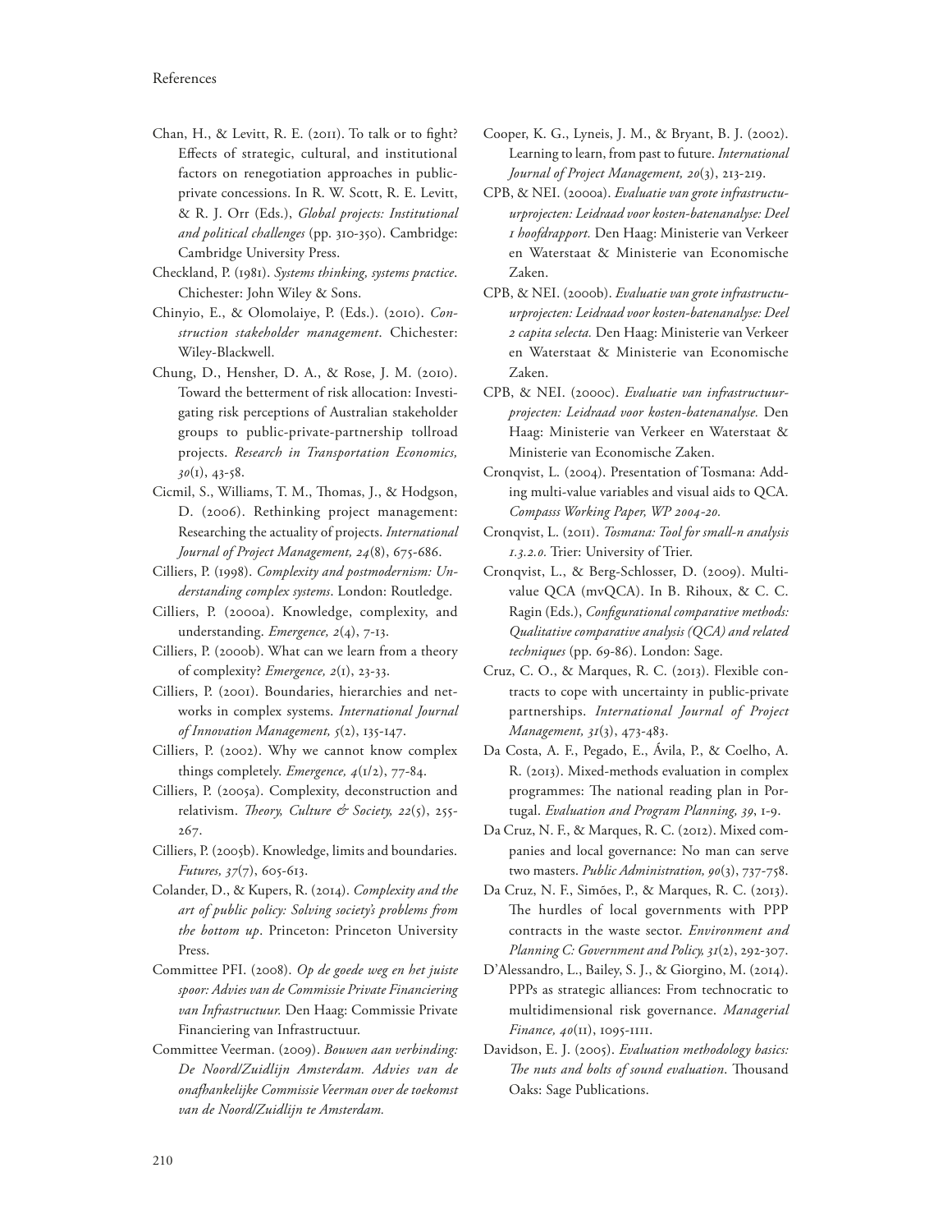Chan, H., & Levitt, R. E. (2011). To talk or to fight? Effects of strategic, cultural, and institutional factors on renegotiation approaches in public-private concessions. In R. W. Scott, R. E. Levitt, & R. J. Orr (Eds.), *Global projects: Institutional and political challenges* (pp. 310-350). Cambridge: Cambridge University Press.

Checkland, P. (1981). *Systems thinking, systems practice*. Chichester: John Wiley & Sons.

Chinyio, E., & Olomolaiye, P. (Eds.). (2010). *Construction stakeholder management*. Chichester: Wiley-Blackwell.

Chung, D., Hensher, D. A., & Rose, J. M. (2010). Toward the betterment of risk allocation: Investigating risk perceptions of Australian stakeholder groups to public-private-partnership tollroad projects. *Research in Transportation Economics, 30*(1), 43-58.

Cicmil, S., Williams, T. M., Thomas, J., & Hodgson, D. (2006). Rethinking project management: Researching the actuality of projects. *International Journal of Project Management, 24*(8), 675-686.

Cilliers, P. (1998). *Complexity and postmodernism: Understanding complex systems*. London: Routledge.

Cilliers, P. (2000a). Knowledge, complexity, and understanding. *Emergence, 2*(4), 7-13.

Cilliers, P. (2000b). What can we learn from a theory of complexity? *Emergence, 2*(1), 23-33.

Cilliers, P. (2001). Boundaries, hierarchies and networks in complex systems. *International Journal of Innovation Management, 5*(2), 135-147.

Cilliers, P. (2002). Why we cannot know complex things completely. *Emergence, 4*(1/2), 77-84.

Cilliers, P. (2005a). Complexity, deconstruction and relativism. *Theory, Culture & Society, 22*(5), 255-267.

Cilliers, P. (2005b). Knowledge, limits and boundaries. *Futures, 37*(7), 605-613.

Colander, D., & Kupers, R. (2014). *Complexity and the art of public policy: Solving society's problems from the bottom up*. Princeton: Princeton University Press.

Committee PFI. (2008). *Op de goede weg en het juiste spoor: Advies van de Commissie Private Financiering van Infrastructuur.* Den Haag: Commissie Private Financiering van Infrastructuur.

Committee Veerman. (2009). *Bouwen aan verbinding: De Noord/Zuidlijn Amsterdam. Advies van de onafhankelijke Commissie Veerman over de toekomst van de Noord/Zuidlijn te Amsterdam.*

Cooper, K. G., Lyneis, J. M., & Bryant, B. J. (2002). Learning to learn, from past to future. *International Journal of Project Management, 20*(3), 213-219.

CPB, & NEI. (2000a). *Evaluatie van grote infrastructuurprojecten: Leidraad voor kosten-batenanalyse: Deel 1 hoofdrapport.* Den Haag: Ministerie van Verkeer en Waterstaat & Ministerie van Economische Zaken.

CPB, & NEI. (2000b). *Evaluatie van grote infrastructuurprojecten: Leidraad voor kosten-batenanalyse: Deel 2 capita selecta.* Den Haag: Ministerie van Verkeer en Waterstaat & Ministerie van Economische Zaken.

CPB, & NEI. (2000c). *Evaluatie van infrastructuurprojecten: Leidraad voor kosten-batenanalyse.* Den Haag: Ministerie van Verkeer en Waterstaat & Ministerie van Economische Zaken.

Cronqvist, L. (2004). Presentation of Tosmana: Adding multi-value variables and visual aids to QCA. *Compasss Working Paper, WP 2004-20.*

Cronqvist, L. (2011). *Tosmana: Tool for small-n analysis 1.3.2.0.* Trier: University of Trier.

Cronqvist, L., & Berg-Schlosser, D. (2009). Multi-value QCA (mvQCA). In B. Rihoux, & C. C. Ragin (Eds.), *Configurational comparative methods: Qualitative comparative analysis (QCA) and related techniques* (pp. 69-86). London: Sage.

Cruz, C. O., & Marques, R. C. (2013). Flexible contracts to cope with uncertainty in public-private partnerships. *International Journal of Project Management, 31*(3), 473-483.

Da Costa, A. F., Pegado, E., Ávila, P., & Coelho, A. R. (2013). Mixed-methods evaluation in complex programmes: The national reading plan in Portugal. *Evaluation and Program Planning, 39*, 1-9.

Da Cruz, N. F., & Marques, R. C. (2012). Mixed companies and local governance: No man can serve two masters. *Public Administration, 90*(3), 737-758.

Da Cruz, N. F., Simões, P., & Marques, R. C. (2013). The hurdles of local governments with PPP contracts in the waste sector. *Environment and Planning C: Government and Policy, 31*(2), 292-307.

D'Alessandro, L., Bailey, S. J., & Giorgino, M. (2014). PPPs as strategic alliances: From technocratic to multidimensional risk governance. *Managerial Finance, 40*(11), 1095-1111.

Davidson, E. J. (2005). *Evaluation methodology basics: The nuts and bolts of sound evaluation*. Thousand Oaks: Sage Publications.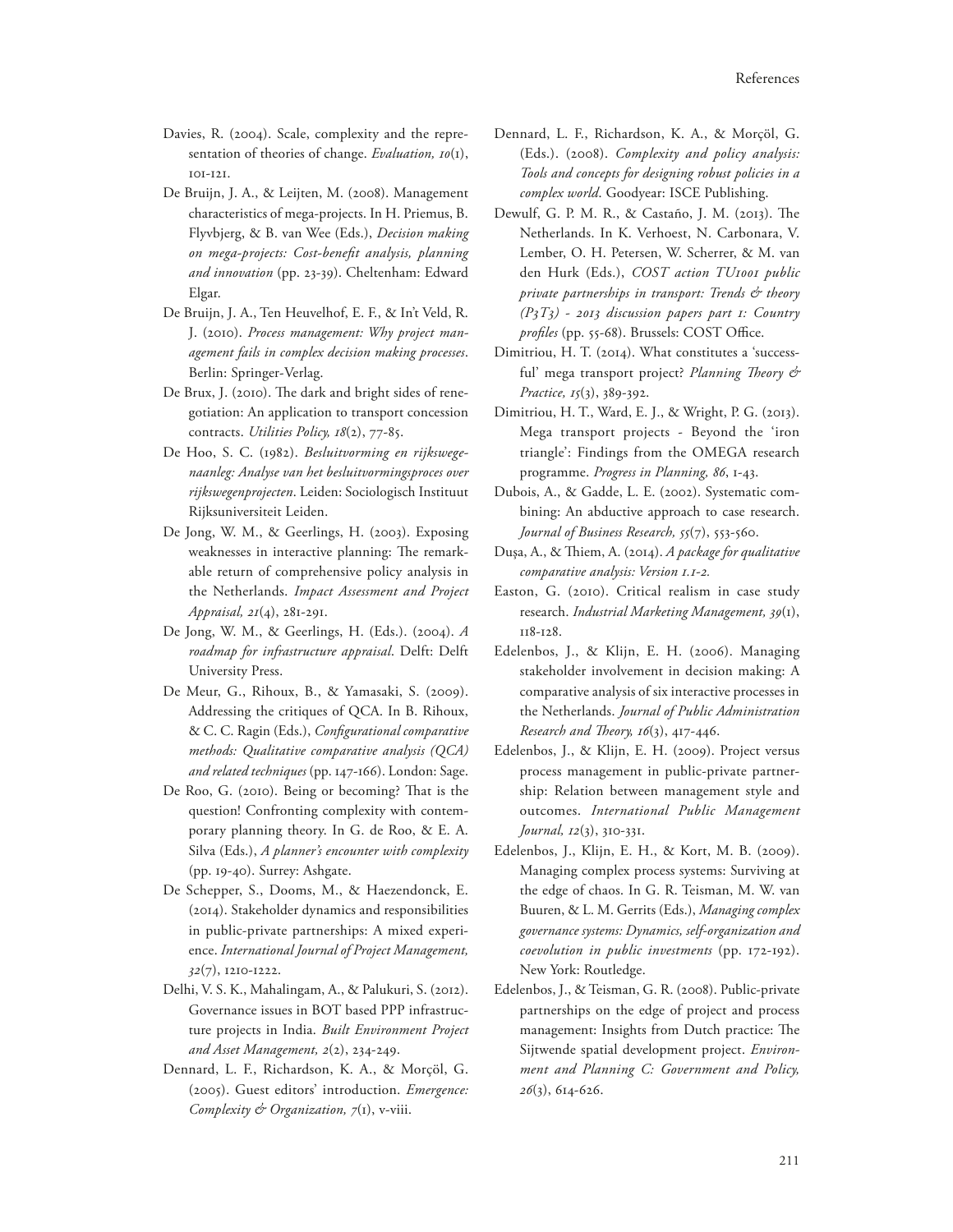Davies, R. (2004). Scale, complexity and the representation of theories of change. *Evaluation, 10*(1), 101-121.

De Bruijn, J. A., & Leijten, M. (2008). Management characteristics of mega-projects. In H. Priemus, B. Flyvbjerg, & B. van Wee (Eds.), *Decision making on mega-projects: Cost-benefit analysis, planning and innovation* (pp. 23-39). Cheltenham: Edward Elgar.

De Bruijn, J. A., Ten Heuvelhof, E. F., & In't Veld, R. J. (2010). *Process management: Why project management fails in complex decision making processes*. Berlin: Springer-Verlag.

De Brux, J. (2010). The dark and bright sides of renegotiation: An application to transport concession contracts. *Utilities Policy, 18*(2), 77-85.

De Hoo, S. C. (1982). *Besluitvorming en rijkswegenaanleg: Analyse van het besluitvormingsproces over rijkswegenprojecten*. Leiden: Sociologisch Instituut Rijksuniversiteit Leiden.

De Jong, W. M., & Geerlings, H. (2003). Exposing weaknesses in interactive planning: The remarkable return of comprehensive policy analysis in the Netherlands. *Impact Assessment and Project Appraisal, 21*(4), 281-291.

De Jong, W. M., & Geerlings, H. (Eds.). (2004). *A roadmap for infrastructure appraisal*. Delft: Delft University Press.

De Meur, G., Rihoux, B., & Yamasaki, S. (2009). Addressing the critiques of QCA. In B. Rihoux, & C. C. Ragin (Eds.), *Configurational comparative methods: Qualitative comparative analysis (QCA) and related techniques* (pp. 147-166). London: Sage.

De Roo, G. (2010). Being or becoming? That is the question! Confronting complexity with contemporary planning theory. In G. de Roo, & E. A. Silva (Eds.), *A planner's encounter with complexity* (pp. 19-40). Surrey: Ashgate.

De Schepper, S., Dooms, M., & Haezendonck, E. (2014). Stakeholder dynamics and responsibilities in public-private partnerships: A mixed experience. *International Journal of Project Management, 32*(7), 1210-1222.

Delhi, V. S. K., Mahalingam, A., & Palukuri, S. (2012). Governance issues in BOT based PPP infrastructure projects in India. *Built Environment Project and Asset Management, 2*(2), 234-249.

Dennard, L. F., Richardson, K. A., & Morçöl, G. (2005). Guest editors' introduction. *Emergence: Complexity & Organization, 7*(1), v-viii.

Dennard, L. F., Richardson, K. A., & Morçöl, G. (Eds.). (2008). *Complexity and policy analysis: Tools and concepts for designing robust policies in a complex world*. Goodyear: ISCE Publishing.

Dewulf, G. P. M. R., & Castaño, J. M. (2013). The Netherlands. In K. Verhoest, N. Carbonara, V. Lember, O. H. Petersen, W. Scherrer, & M. van den Hurk (Eds.), *COST action TU1001 public private partnerships in transport: Trends & theory (P3T3) - 2013 discussion papers part 1: Country profiles* (pp. 55-68). Brussels: COST Office.

Dimitriou, H. T. (2014). What constitutes a 'successful' mega transport project? *Planning Theory & Practice, 15*(3), 389-392.

Dimitriou, H. T., Ward, E. J., & Wright, P. G. (2013). Mega transport projects - Beyond the 'iron triangle': Findings from the OMEGA research programme. *Progress in Planning, 86*, 1-43.

Dubois, A., & Gadde, L. E. (2002). Systematic combining: An abductive approach to case research. *Journal of Business Research, 55*(7), 553-560.

Duşa, A., & Thiem, A. (2014). *A package for qualitative comparative analysis: Version 1.1-2.*

Easton, G. (2010). Critical realism in case study research. *Industrial Marketing Management, 39*(1), 118-128.

Edelenbos, J., & Klijn, E. H. (2006). Managing stakeholder involvement in decision making: A comparative analysis of six interactive processes in the Netherlands. *Journal of Public Administration Research and Theory, 16*(3), 417-446.

Edelenbos, J., & Klijn, E. H. (2009). Project versus process management in public-private partnership: Relation between management style and outcomes. *International Public Management Journal, 12*(3), 310-331.

Edelenbos, J., Klijn, E. H., & Kort, M. B. (2009). Managing complex process systems: Surviving at the edge of chaos. In G. R. Teisman, M. W. van Buuren, & L. M. Gerrits (Eds.), *Managing complex governance systems: Dynamics, self-organization and coevolution in public investments* (pp. 172-192). New York: Routledge.

Edelenbos, J., & Teisman, G. R. (2008). Public-private partnerships on the edge of project and process management: Insights from Dutch practice: The Sijtwende spatial development project. *Environment and Planning C: Government and Policy, 26*(3), 614-626.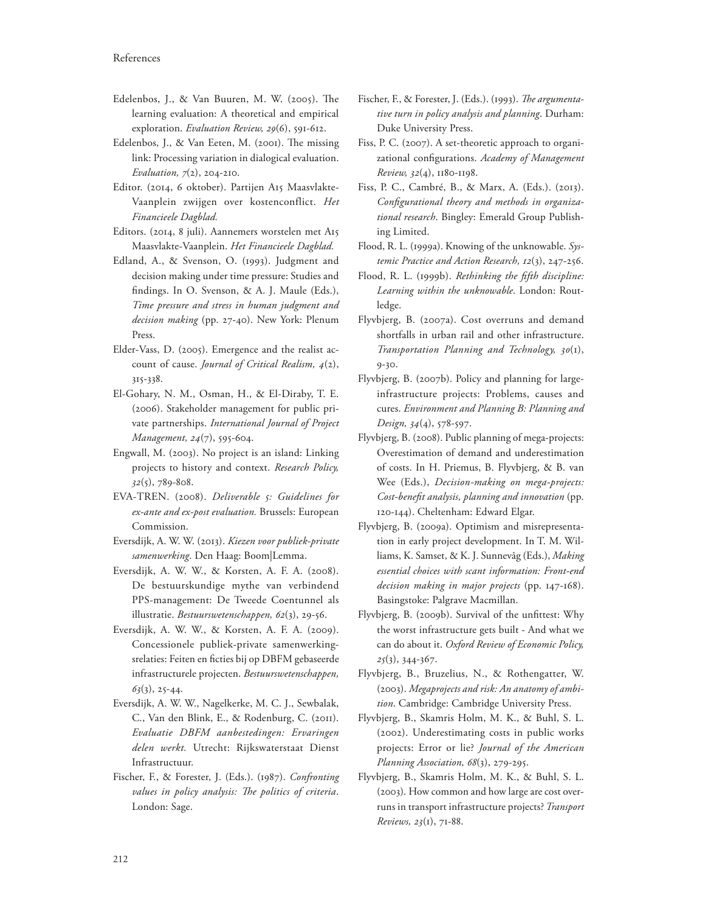Edelenbos, J., & Van Buuren, M. W. (2005). The learning evaluation: A theoretical and empirical exploration. *Evaluation Review, 29*(6), 591-612.

Edelenbos, J., & Van Eeten, M. (2001). The missing link: Processing variation in dialogical evaluation. *Evaluation, 7*(2), 204-210.

Editor. (2014, 6 oktober). Partijen A15 Maasvlakte-Vaanplein zwijgen over kostenconflict. *Het Financieele Dagblad.*

Editors. (2014, 8 juli). Aannemers worstelen met A15 Maasvlakte-Vaanplein. *Het Financieele Dagblad.*

Edland, A., & Svenson, O. (1993). Judgment and decision making under time pressure: Studies and findings. In O. Svenson, & A. J. Maule (Eds.), *Time pressure and stress in human judgment and decision making* (pp. 27-40). New York: Plenum Press.

Elder-Vass, D. (2005). Emergence and the realist account of cause. *Journal of Critical Realism, 4*(2), 315-338.

El-Gohary, N. M., Osman, H., & El-Diraby, T. E. (2006). Stakeholder management for public private partnerships. *International Journal of Project Management, 24*(7), 595-604.

Engwall, M. (2003). No project is an island: Linking projects to history and context. *Research Policy, 32*(5), 789-808.

EVA-TREN. (2008). *Deliverable 5: Guidelines for ex-ante and ex-post evaluation.* Brussels: European Commission.

Eversdijk, A. W. W. (2013). *Kiezen voor publiek-private samenwerking*. Den Haag: Boom|Lemma.

Eversdijk, A. W. W., & Korsten, A. F. A. (2008). De bestuurskundige mythe van verbindend PPS-management: De Tweede Coentunnel als illustratie. *Bestuurswetenschappen, 62*(3), 29-56.

Eversdijk, A. W. W., & Korsten, A. F. A. (2009). Concessionele publiek-private samenwerkingsrelaties: Feiten en ficties bij op DBFM gebaseerde infrastructurele projecten. *Bestuurswetenschappen, 63*(3), 25-44.

Eversdijk, A. W. W., Nagelkerke, M. C. J., Sewbalak, C., Van den Blink, E., & Rodenburg, C. (2011). *Evaluatie DBFM aanbestedingen: Ervaringen delen werkt.* Utrecht: Rijkswaterstaat Dienst Infrastructuur.

Fischer, F., & Forester, J. (Eds.). (1987). *Confronting values in policy analysis: The politics of criteria*. London: Sage.

Fischer, F., & Forester, J. (Eds.). (1993). *The argumentative turn in policy analysis and planning*. Durham: Duke University Press.

Fiss, P. C. (2007). A set-theoretic approach to organizational configurations. *Academy of Management Review, 32*(4), 1180-1198.

Fiss, P. C., Cambré, B., & Marx, A. (Eds.). (2013). *Configurational theory and methods in organizational research*. Bingley: Emerald Group Publishing Limited.

Flood, R. L. (1999a). Knowing of the unknowable. *Systemic Practice and Action Research, 12*(3), 247-256.

Flood, R. L. (1999b). *Rethinking the fifth discipline: Learning within the unknowable*. London: Routledge.

Flyvbjerg, B. (2007a). Cost overruns and demand shortfalls in urban rail and other infrastructure. *Transportation Planning and Technology, 30*(1), 9-30.

Flyvbjerg, B. (2007b). Policy and planning for large-infrastructure projects: Problems, causes and cures. *Environment and Planning B: Planning and Design, 34*(4), 578-597.

Flyvbjerg, B. (2008). Public planning of mega-projects: Overestimation of demand and underestimation of costs. In H. Priemus, B. Flyvbjerg, & B. van Wee (Eds.), *Decision-making on mega-projects: Cost-benefit analysis, planning and innovation* (pp. 120-144). Cheltenham: Edward Elgar.

Flyvbjerg, B. (2009a). Optimism and misrepresentation in early project development. In T. M. Williams, K. Samset, & K. J. Sunnevåg (Eds.), *Making essential choices with scant information: Front-end decision making in major projects* (pp. 147-168). Basingstoke: Palgrave Macmillan.

Flyvbjerg, B. (2009b). Survival of the unfittest: Why the worst infrastructure gets built - And what we can do about it. *Oxford Review of Economic Policy, 25*(3), 344-367.

Flyvbjerg, B., Bruzelius, N., & Rothengatter, W. (2003). *Megaprojects and risk: An anatomy of ambition*. Cambridge: Cambridge University Press.

Flyvbjerg, B., Skamris Holm, M. K., & Buhl, S. L. (2002). Underestimating costs in public works projects: Error or lie? *Journal of the American Planning Association, 68*(3), 279-295.

Flyvbjerg, B., Skamris Holm, M. K., & Buhl, S. L. (2003). How common and how large are cost overruns in transport infrastructure projects? *Transport Reviews, 23*(1), 71-88.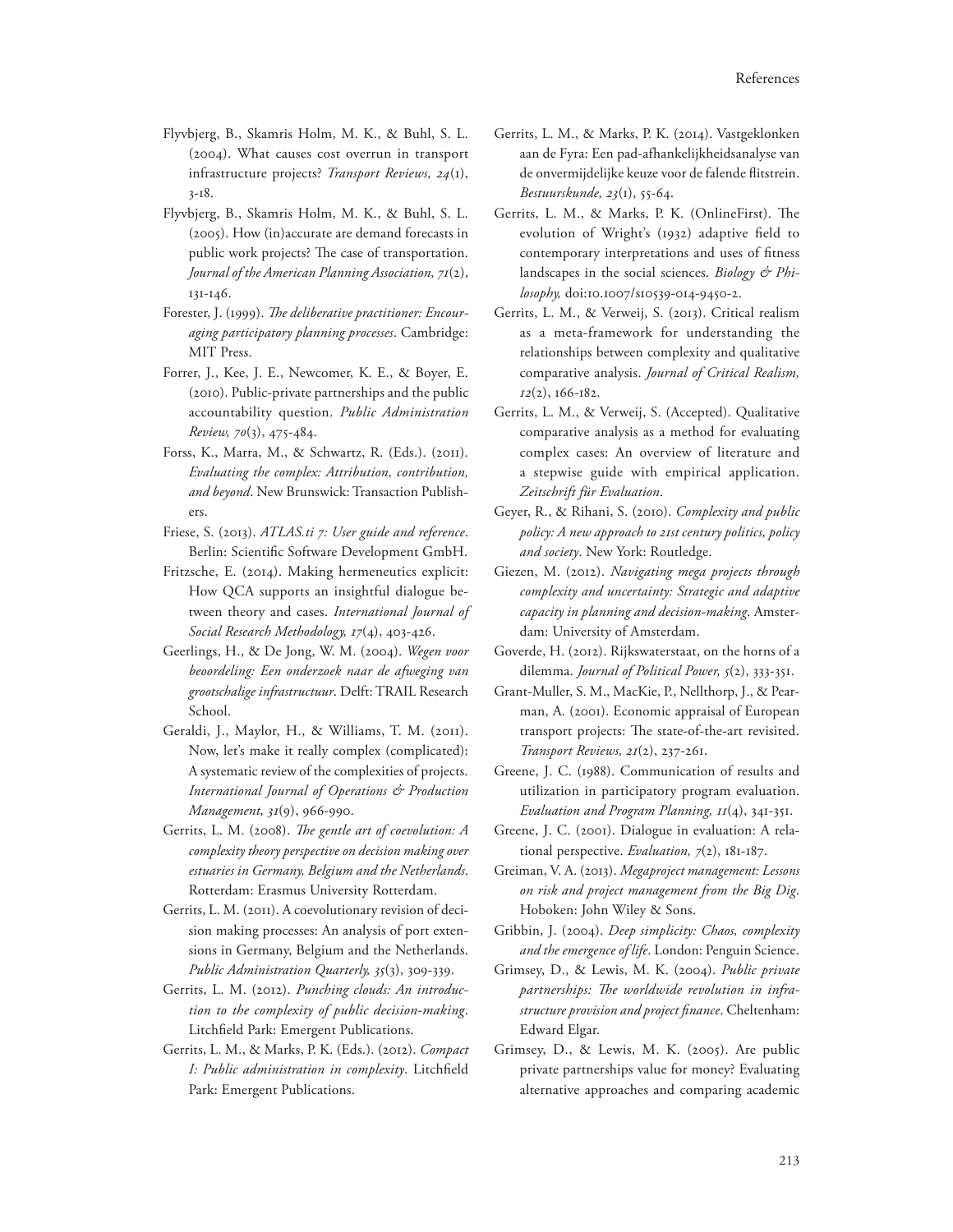Flyvbjerg, B., Skamris Holm, M. K., & Buhl, S. L. (2004). What causes cost overrun in transport infrastructure projects? *Transport Reviews, 24*(1), 3-18.

Flyvbjerg, B., Skamris Holm, M. K., & Buhl, S. L. (2005). How (in)accurate are demand forecasts in public work projects? The case of transportation. *Journal of the American Planning Association, 71*(2), 131-146.

Forester, J. (1999). *The deliberative practitioner: Encouraging participatory planning processes*. Cambridge: MIT Press.

Forrer, J., Kee, J. E., Newcomer, K. E., & Boyer, E. (2010). Public-private partnerships and the public accountability question. *Public Administration Review, 70*(3), 475-484.

Forss, K., Marra, M., & Schwartz, R. (Eds.). (2011). *Evaluating the complex: Attribution, contribution, and beyond*. New Brunswick: Transaction Publishers.

Friese, S. (2013). *ATLAS.ti 7: User guide and reference*. Berlin: Scientific Software Development GmbH.

Fritzsche, E. (2014). Making hermeneutics explicit: How QCA supports an insightful dialogue between theory and cases. *International Journal of Social Research Methodology, 17*(4), 403-426.

Geerlings, H., & De Jong, W. M. (2004). *Wegen voor beoordeling: Een onderzoek naar de afweging van grootschalige infrastructuur*. Delft: TRAIL Research School.

Geraldi, J., Maylor, H., & Williams, T. M. (2011). Now, let's make it really complex (complicated): A systematic review of the complexities of projects. *International Journal of Operations & Production Management, 31*(9), 966-990.

Gerrits, L. M. (2008). *The gentle art of coevolution: A complexity theory perspective on decision making over estuaries in Germany, Belgium and the Netherlands*. Rotterdam: Erasmus University Rotterdam.

Gerrits, L. M. (2011). A coevolutionary revision of decision making processes: An analysis of port extensions in Germany, Belgium and the Netherlands. *Public Administration Quarterly, 35*(3), 309-339.

Gerrits, L. M. (2012). *Punching clouds: An introduction to the complexity of public decision-making*. Litchfield Park: Emergent Publications.

Gerrits, L. M., & Marks, P. K. (Eds.). (2012). *Compact I: Public administration in complexity*. Litchfield Park: Emergent Publications.

Gerrits, L. M., & Marks, P. K. (2014). Vastgeklonken aan de Fyra: Een pad-afhankelijkheidsanalyse van de onvermijdelijke keuze voor de falende flitstrein. *Bestuurskunde, 23*(1), 55-64.

Gerrits, L. M., & Marks, P. K. (OnlineFirst). The evolution of Wright's (1932) adaptive field to contemporary interpretations and uses of fitness landscapes in the social sciences. *Biology & Philosophy,* doi:10.1007/s10539-014-9450-2.

Gerrits, L. M., & Verweij, S. (2013). Critical realism as a meta-framework for understanding the relationships between complexity and qualitative comparative analysis. *Journal of Critical Realism, 12*(2), 166-182.

Gerrits, L. M., & Verweij, S. (Accepted). Qualitative comparative analysis as a method for evaluating complex cases: An overview of literature and a stepwise guide with empirical application. *Zeitschrift für Evaluation*.

Geyer, R., & Rihani, S. (2010). *Complexity and public policy: A new approach to 21st century politics, policy and society*. New York: Routledge.

Giezen, M. (2012). *Navigating mega projects through complexity and uncertainty: Strategic and adaptive capacity in planning and decision-making*. Amsterdam: University of Amsterdam.

Goverde, H. (2012). Rijkswaterstaat, on the horns of a dilemma. *Journal of Political Power, 5*(2), 333-351.

Grant-Muller, S. M., MacKie, P., Nellthorp, J., & Pearman, A. (2001). Economic appraisal of European transport projects: The state-of-the-art revisited. *Transport Reviews, 21*(2), 237-261.

Greene, J. C. (1988). Communication of results and utilization in participatory program evaluation. *Evaluation and Program Planning, 11*(4), 341-351.

Greene, J. C. (2001). Dialogue in evaluation: A relational perspective. *Evaluation, 7*(2), 181-187.

Greiman, V. A. (2013). *Megaproject management: Lessons on risk and project management from the Big Dig*. Hoboken: John Wiley & Sons.

Gribbin, J. (2004). *Deep simplicity: Chaos, complexity and the emergence of life*. London: Penguin Science.

Grimsey, D., & Lewis, M. K. (2004). *Public private partnerships: The worldwide revolution in infrastructure provision and project finance*. Cheltenham: Edward Elgar.

Grimsey, D., & Lewis, M. K. (2005). Are public private partnerships value for money? Evaluating alternative approaches and comparing academic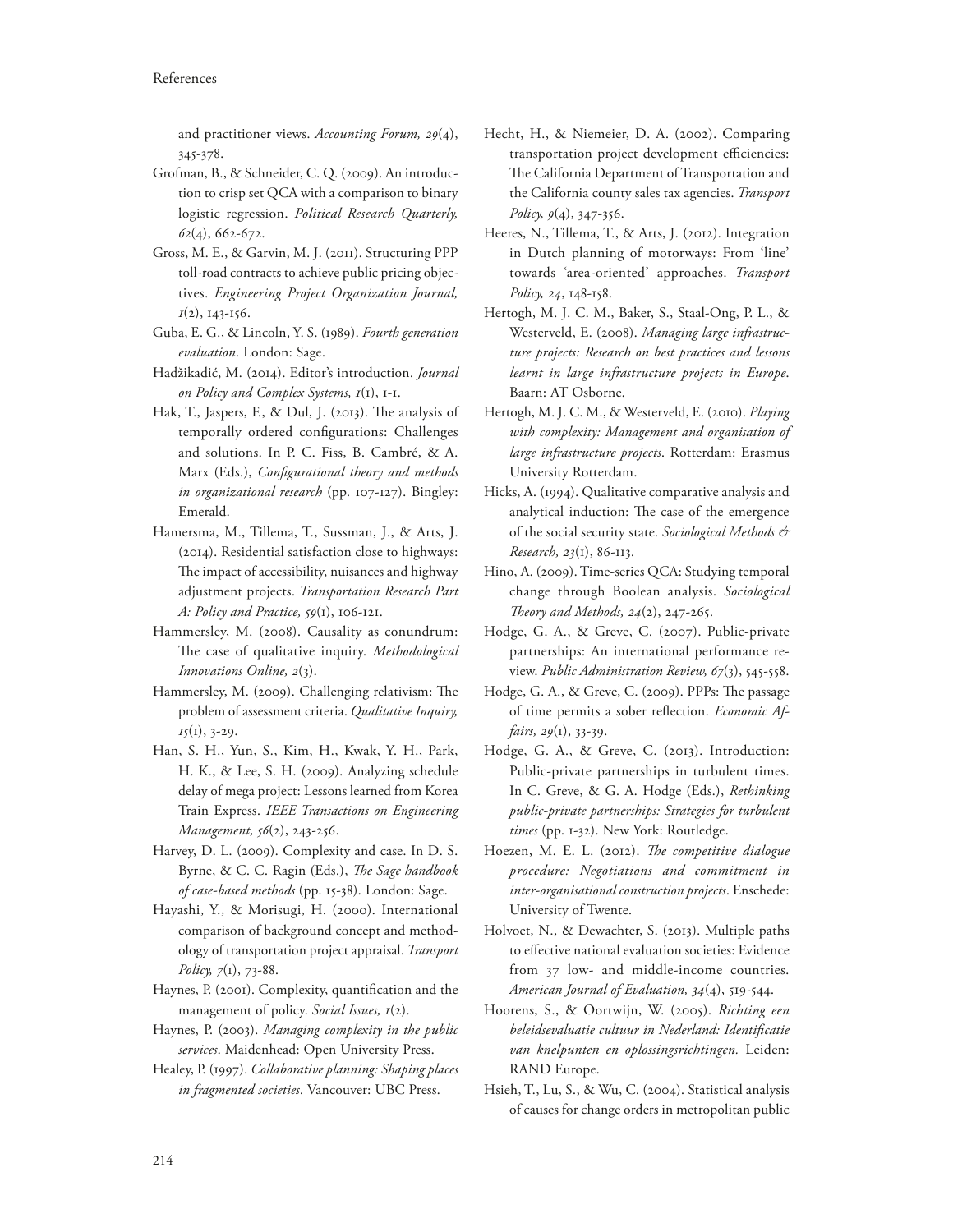and practitioner views. *Accounting Forum, 29*(4), 345-378.

Grofman, B., & Schneider, C. Q. (2009). An introduction to crisp set QCA with a comparison to binary logistic regression. *Political Research Quarterly, 62*(4), 662-672.

Gross, M. E., & Garvin, M. J. (2011). Structuring PPP toll-road contracts to achieve public pricing objectives. *Engineering Project Organization Journal, 1*(2), 143-156.

Guba, E. G., & Lincoln, Y. S. (1989). *Fourth generation evaluation*. London: Sage.

Hadžikadić, M. (2014). Editor's introduction. *Journal on Policy and Complex Systems, 1*(1), 1-1.

Hak, T., Jaspers, F., & Dul, J. (2013). The analysis of temporally ordered configurations: Challenges and solutions. In P. C. Fiss, B. Cambré, & A. Marx (Eds.), *Configurational theory and methods in organizational research* (pp. 107-127). Bingley: Emerald.

Hamersma, M., Tillema, T., Sussman, J., & Arts, J. (2014). Residential satisfaction close to highways: The impact of accessibility, nuisances and highway adjustment projects. *Transportation Research Part A: Policy and Practice, 59*(1), 106-121.

Hammersley, M. (2008). Causality as conundrum: The case of qualitative inquiry. *Methodological Innovations Online, 2*(3).

Hammersley, M. (2009). Challenging relativism: The problem of assessment criteria. *Qualitative Inquiry, 15*(1), 3-29.

Han, S. H., Yun, S., Kim, H., Kwak, Y. H., Park, H. K., & Lee, S. H. (2009). Analyzing schedule delay of mega project: Lessons learned from Korea Train Express. *IEEE Transactions on Engineering Management, 56*(2), 243-256.

Harvey, D. L. (2009). Complexity and case. In D. S. Byrne, & C. C. Ragin (Eds.), *The Sage handbook of case-based methods* (pp. 15-38). London: Sage.

Hayashi, Y., & Morisugi, H. (2000). International comparison of background concept and methodology of transportation project appraisal. *Transport Policy, 7*(1), 73-88.

Haynes, P. (2001). Complexity, quantification and the management of policy. *Social Issues, 1*(2).

Haynes, P. (2003). *Managing complexity in the public services*. Maidenhead: Open University Press.

Healey, P. (1997). *Collaborative planning: Shaping places in fragmented societies*. Vancouver: UBC Press.

Hecht, H., & Niemeier, D. A. (2002). Comparing transportation project development efficiencies: The California Department of Transportation and the California county sales tax agencies. *Transport Policy, 9*(4), 347-356.

Heeres, N., Tillema, T., & Arts, J. (2012). Integration in Dutch planning of motorways: From 'line' towards 'area-oriented' approaches. *Transport Policy, 24*, 148-158.

Hertogh, M. J. C. M., Baker, S., Staal-Ong, P. L., & Westerveld, E. (2008). *Managing large infrastructure projects: Research on best practices and lessons learnt in large infrastructure projects in Europe*. Baarn: AT Osborne.

Hertogh, M. J. C. M., & Westerveld, E. (2010). *Playing with complexity: Management and organisation of large infrastructure projects*. Rotterdam: Erasmus University Rotterdam.

Hicks, A. (1994). Qualitative comparative analysis and analytical induction: The case of the emergence of the social security state. *Sociological Methods & Research, 23*(1), 86-113.

Hino, A. (2009). Time-series QCA: Studying temporal change through Boolean analysis. *Sociological Theory and Methods, 24*(2), 247-265.

Hodge, G. A., & Greve, C. (2007). Public-private partnerships: An international performance review. *Public Administration Review, 67*(3), 545-558.

Hodge, G. A., & Greve, C. (2009). PPPs: The passage of time permits a sober reflection. *Economic Affairs, 29*(1), 33-39.

Hodge, G. A., & Greve, C. (2013). Introduction: Public-private partnerships in turbulent times. In C. Greve, & G. A. Hodge (Eds.), *Rethinking public-private partnerships: Strategies for turbulent times* (pp. 1-32). New York: Routledge.

Hoezen, M. E. L. (2012). *The competitive dialogue procedure: Negotiations and commitment in inter-organisational construction projects*. Enschede: University of Twente.

Holvoet, N., & Dewachter, S. (2013). Multiple paths to effective national evaluation societies: Evidence from 37 low- and middle-income countries. *American Journal of Evaluation, 34*(4), 519-544.

Hoorens, S., & Oortwijn, W. (2005). *Richting een beleidsevaluatie cultuur in Nederland: Identificatie van knelpunten en oplossingsrichtingen.* Leiden: RAND Europe.

Hsieh, T., Lu, S., & Wu, C. (2004). Statistical analysis of causes for change orders in metropolitan public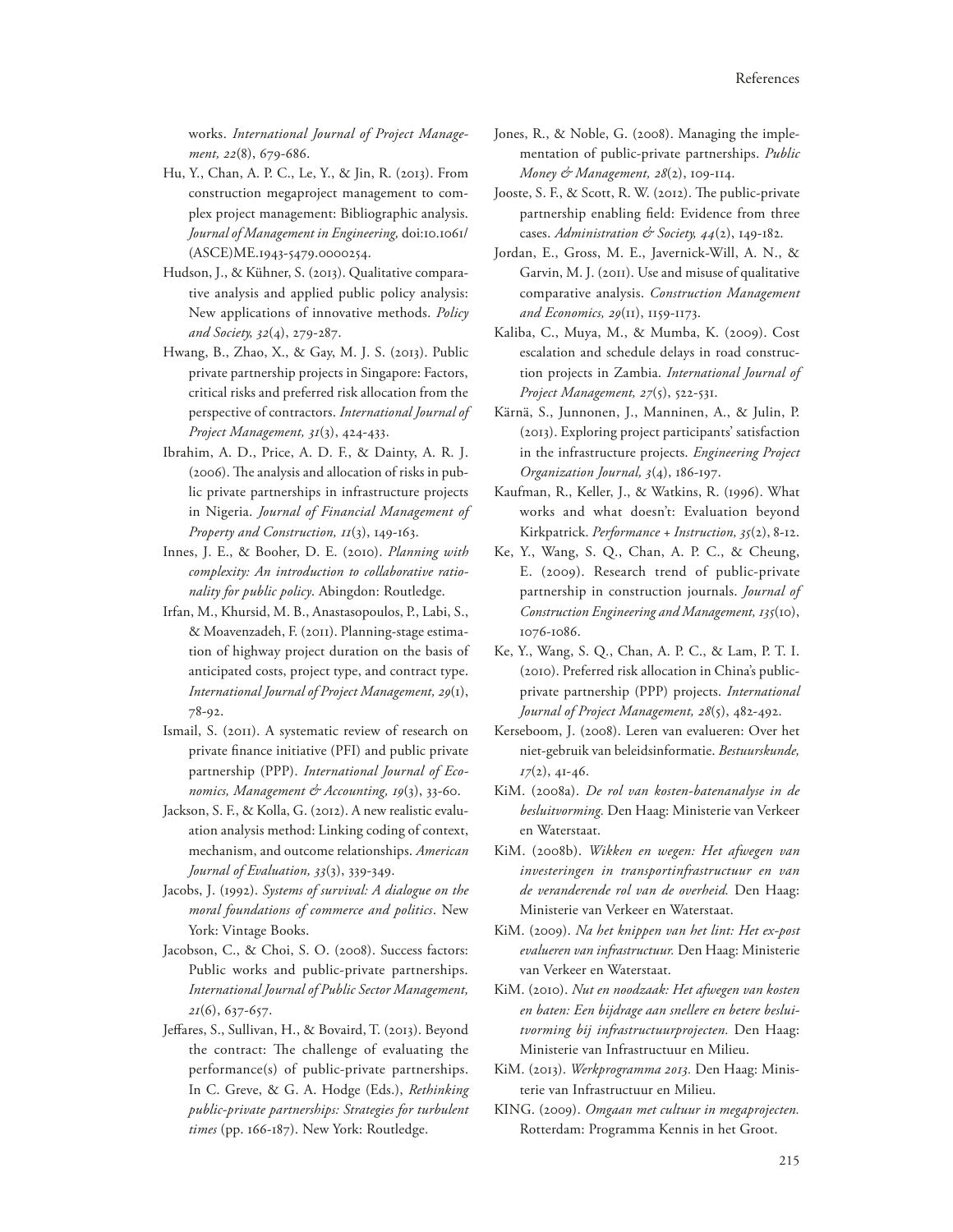works. *International Journal of Project Management, 22*(8), 679-686.

Hu, Y., Chan, A. P. C., Le, Y., & Jin, R. (2013). From construction megaproject management to complex project management: Bibliographic analysis. *Journal of Management in Engineering,* doi:10.1061/(ASCE)ME.1943-5479.0000254.

Hudson, J., & Kühner, S. (2013). Qualitative comparative analysis and applied public policy analysis: New applications of innovative methods. *Policy and Society, 32*(4), 279-287.

Hwang, B., Zhao, X., & Gay, M. J. S. (2013). Public private partnership projects in Singapore: Factors, critical risks and preferred risk allocation from the perspective of contractors. *International Journal of Project Management, 31*(3), 424-433.

Ibrahim, A. D., Price, A. D. F., & Dainty, A. R. J. (2006). The analysis and allocation of risks in public private partnerships in infrastructure projects in Nigeria. *Journal of Financial Management of Property and Construction, 11*(3), 149-163.

Innes, J. E., & Booher, D. E. (2010). *Planning with complexity: An introduction to collaborative rationality for public policy*. Abingdon: Routledge.

Irfan, M., Khursid, M. B., Anastasopoulos, P., Labi, S., & Moavenzadeh, F. (2011). Planning-stage estimation of highway project duration on the basis of anticipated costs, project type, and contract type. *International Journal of Project Management, 29*(1), 78-92.

Ismail, S. (2011). A systematic review of research on private finance initiative (PFI) and public private partnership (PPP). *International Journal of Economics, Management & Accounting, 19*(3), 33-60.

Jackson, S. F., & Kolla, G. (2012). A new realistic evaluation analysis method: Linking coding of context, mechanism, and outcome relationships. *American Journal of Evaluation, 33*(3), 339-349.

Jacobs, J. (1992). *Systems of survival: A dialogue on the moral foundations of commerce and politics*. New York: Vintage Books.

Jacobson, C., & Choi, S. O. (2008). Success factors: Public works and public-private partnerships. *International Journal of Public Sector Management, 21*(6), 637-657.

Jeffares, S., Sullivan, H., & Bovaird, T. (2013). Beyond the contract: The challenge of evaluating the performance(s) of public-private partnerships. In C. Greve, & G. A. Hodge (Eds.), *Rethinking public-private partnerships: Strategies for turbulent times* (pp. 166-187). New York: Routledge.

Jones, R., & Noble, G. (2008). Managing the implementation of public-private partnerships. *Public Money & Management, 28*(2), 109-114.

Jooste, S. F., & Scott, R. W. (2012). The public-private partnership enabling field: Evidence from three cases. *Administration & Society, 44*(2), 149-182.

Jordan, E., Gross, M. E., Javernick-Will, A. N., & Garvin, M. J. (2011). Use and misuse of qualitative comparative analysis. *Construction Management and Economics, 29*(11), 1159-1173.

Kaliba, C., Muya, M., & Mumba, K. (2009). Cost escalation and schedule delays in road construction projects in Zambia. *International Journal of Project Management, 27*(5), 522-531.

Kärnä, S., Junnonen, J., Manninen, A., & Julin, P. (2013). Exploring project participants' satisfaction in the infrastructure projects. *Engineering Project Organization Journal, 3*(4), 186-197.

Kaufman, R., Keller, J., & Watkins, R. (1996). What works and what doesn't: Evaluation beyond Kirkpatrick. *Performance + Instruction, 35*(2), 8-12.

Ke, Y., Wang, S. Q., Chan, A. P. C., & Cheung, E. (2009). Research trend of public-private partnership in construction journals. *Journal of Construction Engineering and Management, 135*(10), 1076-1086.

Ke, Y., Wang, S. Q., Chan, A. P. C., & Lam, P. T. I. (2010). Preferred risk allocation in China's public-private partnership (PPP) projects. *International Journal of Project Management, 28*(5), 482-492.

Kerseboom, J. (2008). Leren van evalueren: Over het niet-gebruik van beleidsinformatie. *Bestuurskunde, 17*(2), 41-46.

KiM. (2008a). *De rol van kosten-batenanalyse in de besluitvorming.* Den Haag: Ministerie van Verkeer en Waterstaat.

KiM. (2008b). *Wikken en wegen: Het afwegen van investeringen in transportinfrastructuur en van de veranderende rol van de overheid.* Den Haag: Ministerie van Verkeer en Waterstaat.

KiM. (2009). *Na het knippen van het lint: Het ex-post evalueren van infrastructuur.* Den Haag: Ministerie van Verkeer en Waterstaat.

KiM. (2010). *Nut en noodzaak: Het afwegen van kosten en baten: Een bijdrage aan snellere en betere besluitvorming bij infrastructuurprojecten.* Den Haag: Ministerie van Infrastructuur en Milieu.

KiM. (2013). *Werkprogramma 2013.* Den Haag: Ministerie van Infrastructuur en Milieu.

KING. (2009). *Omgaan met cultuur in megaprojecten.* Rotterdam: Programma Kennis in het Groot.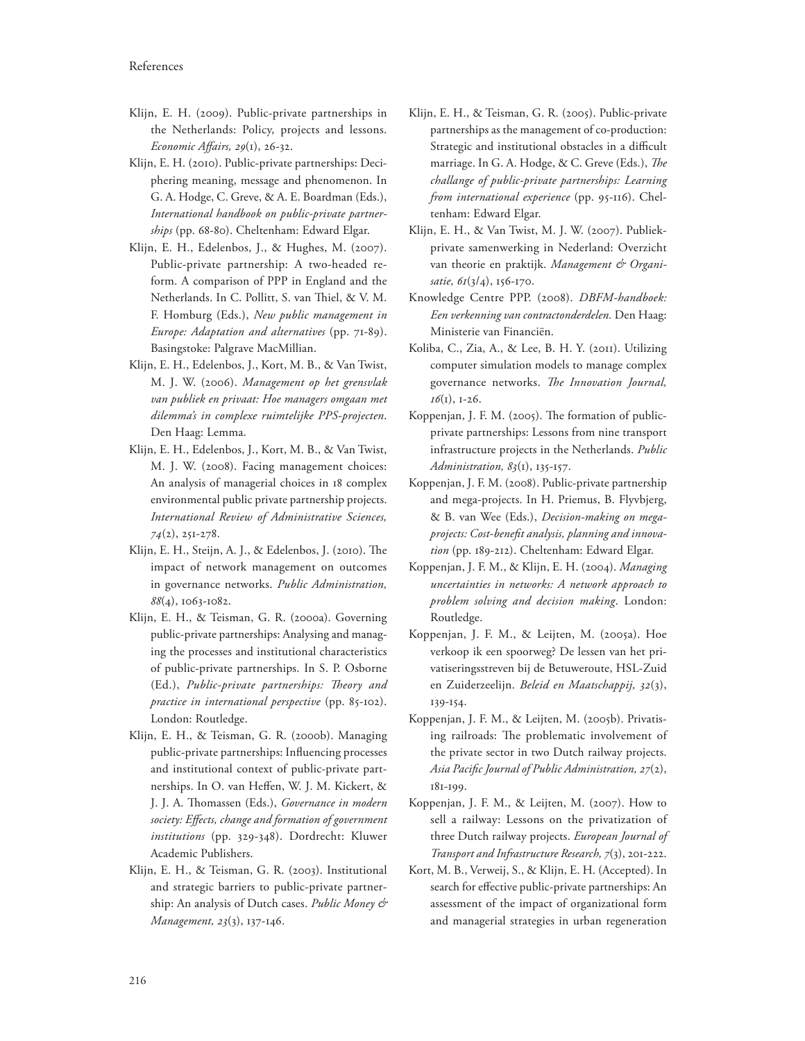Klijn, E. H. (2009). Public-private partnerships in the Netherlands: Policy, projects and lessons. *Economic Affairs, 29*(1), 26-32.

Klijn, E. H. (2010). Public-private partnerships: Deciphering meaning, message and phenomenon. In G. A. Hodge, C. Greve, & A. E. Boardman (Eds.), *International handbook on public-private partnerships* (pp. 68-80). Cheltenham: Edward Elgar.

Klijn, E. H., Edelenbos, J., & Hughes, M. (2007). Public-private partnership: A two-headed reform. A comparison of PPP in England and the Netherlands. In C. Pollitt, S. van Thiel, & V. M. F. Homburg (Eds.), *New public management in Europe: Adaptation and alternatives* (pp. 71-89). Basingstoke: Palgrave MacMillian.

Klijn, E. H., Edelenbos, J., Kort, M. B., & Van Twist, M. J. W. (2006). *Management op het grensvlak van publiek en privaat: Hoe managers omgaan met dilemma's in complexe ruimtelijke PPS-projecten*. Den Haag: Lemma.

Klijn, E. H., Edelenbos, J., Kort, M. B., & Van Twist, M. J. W. (2008). Facing management choices: An analysis of managerial choices in 18 complex environmental public private partnership projects. *International Review of Administrative Sciences, 74*(2), 251-278.

Klijn, E. H., Steijn, A. J., & Edelenbos, J. (2010). The impact of network management on outcomes in governance networks. *Public Administration, 88*(4), 1063-1082.

Klijn, E. H., & Teisman, G. R. (2000a). Governing public-private partnerships: Analysing and managing the processes and institutional characteristics of public-private partnerships. In S. P. Osborne (Ed.), *Public-private partnerships: Theory and practice in international perspective* (pp. 85-102). London: Routledge.

Klijn, E. H., & Teisman, G. R. (2000b). Managing public-private partnerships: Influencing processes and institutional context of public-private partnerships. In O. van Heffen, W. J. M. Kickert, & J. J. A. Thomassen (Eds.), *Governance in modern society: Effects, change and formation of government institutions* (pp. 329-348). Dordrecht: Kluwer Academic Publishers.

Klijn, E. H., & Teisman, G. R. (2003). Institutional and strategic barriers to public-private partnership: An analysis of Dutch cases. *Public Money & Management, 23*(3), 137-146.

Klijn, E. H., & Teisman, G. R. (2005). Public-private partnerships as the management of co-production: Strategic and institutional obstacles in a difficult marriage. In G. A. Hodge, & C. Greve (Eds.), *The challange of public-private partnerships: Learning from international experience* (pp. 95-116). Cheltenham: Edward Elgar.

Klijn, E. H., & Van Twist, M. J. W. (2007). Publiek-private samenwerking in Nederland: Overzicht van theorie en praktijk. *Management & Organisatie, 61*(3/4), 156-170.

Knowledge Centre PPP. (2008). *DBFM-handboek: Een verkenning van contractonderdelen.* Den Haag: Ministerie van Financiën.

Koliba, C., Zia, A., & Lee, B. H. Y. (2011). Utilizing computer simulation models to manage complex governance networks. *The Innovation Journal, 16*(1), 1-26.

Koppenjan, J. F. M. (2005). The formation of public-private partnerships: Lessons from nine transport infrastructure projects in the Netherlands. *Public Administration, 83*(1), 135-157.

Koppenjan, J. F. M. (2008). Public-private partnership and mega-projects. In H. Priemus, B. Flyvbjerg, & B. van Wee (Eds.), *Decision-making on mega-projects: Cost-benefit analysis, planning and innovation* (pp. 189-212). Cheltenham: Edward Elgar.

Koppenjan, J. F. M., & Klijn, E. H. (2004). *Managing uncertainties in networks: A network approach to problem solving and decision making*. London: Routledge.

Koppenjan, J. F. M., & Leijten, M. (2005a). Hoe verkoop ik een spoorweg? De lessen van het privatiseringsstreven bij de Betuweroute, HSL-Zuid en Zuiderzeelijn. *Beleid en Maatschappij, 32*(3), 139-154.

Koppenjan, J. F. M., & Leijten, M. (2005b). Privatising railroads: The problematic involvement of the private sector in two Dutch railway projects. *Asia Pacific Journal of Public Administration, 27*(2), 181-199.

Koppenjan, J. F. M., & Leijten, M. (2007). How to sell a railway: Lessons on the privatization of three Dutch railway projects. *European Journal of Transport and Infrastructure Research, 7*(3), 201-222.

Kort, M. B., Verweij, S., & Klijn, E. H. (Accepted). In search for effective public-private partnerships: An assessment of the impact of organizational form and managerial strategies in urban regeneration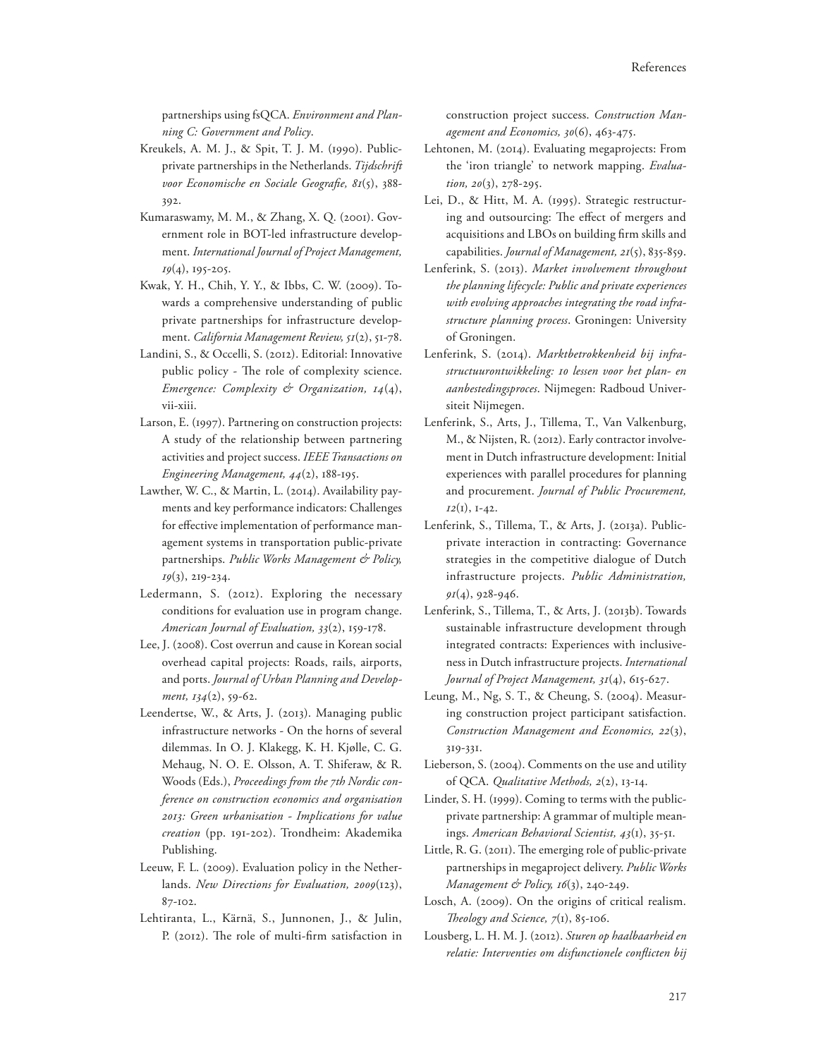partnerships using fsQCA. *Environment and Planning C: Government and Policy*.

Kreukels, A. M. J., & Spit, T. J. M. (1990). Public-private partnerships in the Netherlands. *Tijdschrift voor Economische en Sociale Geografie, 81*(5), 388-392.

Kumaraswamy, M. M., & Zhang, X. Q. (2001). Government role in BOT-led infrastructure development. *International Journal of Project Management, 19*(4), 195-205.

Kwak, Y. H., Chih, Y. Y., & Ibbs, C. W. (2009). Towards a comprehensive understanding of public private partnerships for infrastructure development. *California Management Review, 51*(2), 51-78.

Landini, S., & Occelli, S. (2012). Editorial: Innovative public policy - The role of complexity science. *Emergence: Complexity & Organization, 14*(4), vii-xiii.

Larson, E. (1997). Partnering on construction projects: A study of the relationship between partnering activities and project success. *IEEE Transactions on Engineering Management, 44*(2), 188-195.

Lawther, W. C., & Martin, L. (2014). Availability payments and key performance indicators: Challenges for effective implementation of performance management systems in transportation public-private partnerships. *Public Works Management & Policy, 19*(3), 219-234.

Ledermann, S. (2012). Exploring the necessary conditions for evaluation use in program change. *American Journal of Evaluation, 33*(2), 159-178.

Lee, J. (2008). Cost overrun and cause in Korean social overhead capital projects: Roads, rails, airports, and ports. *Journal of Urban Planning and Development, 134*(2), 59-62.

Leendertse, W., & Arts, J. (2013). Managing public infrastructure networks - On the horns of several dilemmas. In O. J. Klakegg, K. H. Kjølle, C. G. Mehaug, N. O. E. Olsson, A. T. Shiferaw, & R. Woods (Eds.), *Proceedings from the 7th Nordic conference on construction economics and organisation 2013: Green urbanisation - Implications for value creation* (pp. 191-202). Trondheim: Akademika Publishing.

Leeuw, F. L. (2009). Evaluation policy in the Netherlands. *New Directions for Evaluation, 2009*(123), 87-102.

Lehtiranta, L., Kärnä, S., Junnonen, J., & Julin, P. (2012). The role of multi-firm satisfaction in construction project success. *Construction Management and Economics, 30*(6), 463-475.

Lehtonen, M. (2014). Evaluating megaprojects: From the 'iron triangle' to network mapping. *Evaluation, 20*(3), 278-295.

Lei, D., & Hitt, M. A. (1995). Strategic restructuring and outsourcing: The effect of mergers and acquisitions and LBOs on building firm skills and capabilities. *Journal of Management, 21*(5), 835-859.

Lenferink, S. (2013). *Market involvement throughout the planning lifecycle: Public and private experiences with evolving approaches integrating the road infrastructure planning process*. Groningen: University of Groningen.

Lenferink, S. (2014). *Marktbetrokkenheid bij infrastructuurontwikkeling: 10 lessen voor het plan- en aanbestedingsproces*. Nijmegen: Radboud Universiteit Nijmegen.

Lenferink, S., Arts, J., Tillema, T., Van Valkenburg, M., & Nijsten, R. (2012). Early contractor involvement in Dutch infrastructure development: Initial experiences with parallel procedures for planning and procurement. *Journal of Public Procurement, 12*(1), 1-42.

Lenferink, S., Tillema, T., & Arts, J. (2013a). Public-private interaction in contracting: Governance strategies in the competitive dialogue of Dutch infrastructure projects. *Public Administration, 91*(4), 928-946.

Lenferink, S., Tillema, T., & Arts, J. (2013b). Towards sustainable infrastructure development through integrated contracts: Experiences with inclusiveness in Dutch infrastructure projects. *International Journal of Project Management, 31*(4), 615-627.

Leung, M., Ng, S. T., & Cheung, S. (2004). Measuring construction project participant satisfaction. *Construction Management and Economics, 22*(3), 319-331.

Lieberson, S. (2004). Comments on the use and utility of QCA. *Qualitative Methods, 2*(2), 13-14.

Linder, S. H. (1999). Coming to terms with the public-private partnership: A grammar of multiple meanings. *American Behavioral Scientist, 43*(1), 35-51.

Little, R. G. (2011). The emerging role of public-private partnerships in megaproject delivery. *Public Works Management & Policy, 16*(3), 240-249.

Losch, A. (2009). On the origins of critical realism. *Theology and Science, 7*(1), 85-106.

Lousberg, L. H. M. J. (2012). *Sturen op haalbaarheid en relatie: Interventies om disfunctionele conflicten bij*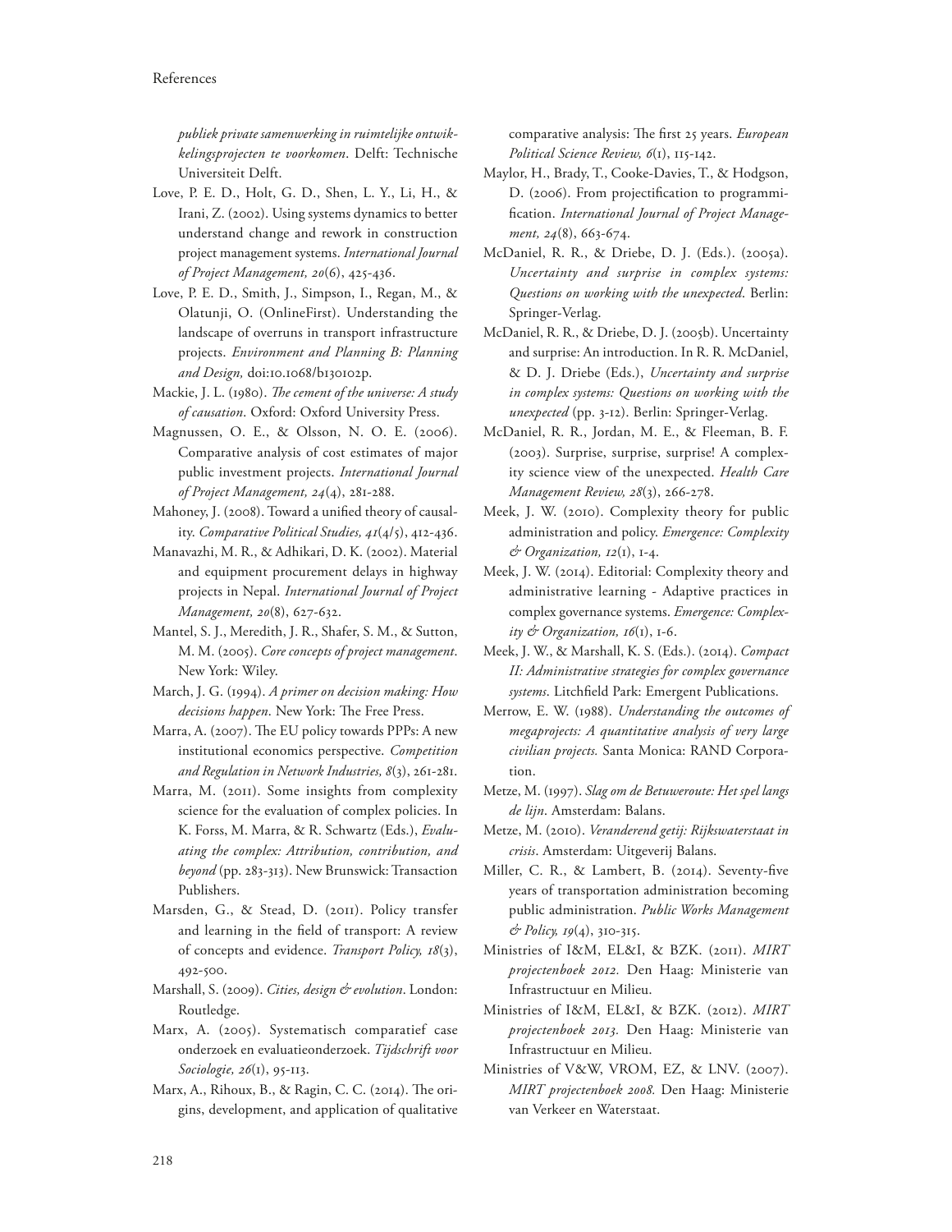*publiek private samenwerking in ruimtelijke ontwikkelingsprojecten te voorkomen*. Delft: Technische Universiteit Delft.

Love, P. E. D., Holt, G. D., Shen, L. Y., Li, H., & Irani, Z. (2002). Using systems dynamics to better understand change and rework in construction project management systems. *International Journal of Project Management, 20*(6), 425-436.

Love, P. E. D., Smith, J., Simpson, I., Regan, M., & Olatunji, O. (OnlineFirst). Understanding the landscape of overruns in transport infrastructure projects. *Environment and Planning B: Planning and Design,* doi:10.1068/b130102p.

Mackie, J. L. (1980). *The cement of the universe: A study of causation*. Oxford: Oxford University Press.

Magnussen, O. E., & Olsson, N. O. E. (2006). Comparative analysis of cost estimates of major public investment projects. *International Journal of Project Management, 24*(4), 281-288.

Mahoney, J. (2008). Toward a unified theory of causality. *Comparative Political Studies, 41*(4/5), 412-436.

Manavazhi, M. R., & Adhikari, D. K. (2002). Material and equipment procurement delays in highway projects in Nepal. *International Journal of Project Management, 20*(8), 627-632.

Mantel, S. J., Meredith, J. R., Shafer, S. M., & Sutton, M. M. (2005). *Core concepts of project management*. New York: Wiley.

March, J. G. (1994). *A primer on decision making: How decisions happen*. New York: The Free Press.

Marra, A. (2007). The EU policy towards PPPs: A new institutional economics perspective. *Competition and Regulation in Network Industries, 8*(3), 261-281.

Marra, M. (2011). Some insights from complexity science for the evaluation of complex policies. In K. Forss, M. Marra, & R. Schwartz (Eds.), *Evaluating the complex: Attribution, contribution, and beyond* (pp. 283-313). New Brunswick: Transaction Publishers.

Marsden, G., & Stead, D. (2011). Policy transfer and learning in the field of transport: A review of concepts and evidence. *Transport Policy, 18*(3), 492-500.

Marshall, S. (2009). *Cities, design & evolution*. London: Routledge.

Marx, A. (2005). Systematisch comparatief case onderzoek en evaluatieonderzoek. *Tijdschrift voor Sociologie, 26*(1), 95-113.

Marx, A., Rihoux, B., & Ragin, C. C. (2014). The origins, development, and application of qualitative comparative analysis: The first 25 years. *European Political Science Review, 6*(1), 115-142.

Maylor, H., Brady, T., Cooke-Davies, T., & Hodgson, D. (2006). From projectification to programmification. *International Journal of Project Management, 24*(8), 663-674.

McDaniel, R. R., & Driebe, D. J. (Eds.). (2005a). *Uncertainty and surprise in complex systems: Questions on working with the unexpected*. Berlin: Springer-Verlag.

McDaniel, R. R., & Driebe, D. J. (2005b). Uncertainty and surprise: An introduction. In R. R. McDaniel, & D. J. Driebe (Eds.), *Uncertainty and surprise in complex systems: Questions on working with the unexpected* (pp. 3-12). Berlin: Springer-Verlag.

McDaniel, R. R., Jordan, M. E., & Fleeman, B. F. (2003). Surprise, surprise, surprise! A complexity science view of the unexpected. *Health Care Management Review, 28*(3), 266-278.

Meek, J. W. (2010). Complexity theory for public administration and policy. *Emergence: Complexity & Organization, 12*(1), 1-4.

Meek, J. W. (2014). Editorial: Complexity theory and administrative learning - Adaptive practices in complex governance systems. *Emergence: Complexity & Organization, 16*(1), 1-6.

Meek, J. W., & Marshall, K. S. (Eds.). (2014). *Compact II: Administrative strategies for complex governance systems*. Litchfield Park: Emergent Publications.

Merrow, E. W. (1988). *Understanding the outcomes of megaprojects: A quantitative analysis of very large civilian projects.* Santa Monica: RAND Corporation.

Metze, M. (1997). *Slag om de Betuweroute: Het spel langs de lijn*. Amsterdam: Balans.

Metze, M. (2010). *Veranderend getij: Rijkswaterstaat in crisis*. Amsterdam: Uitgeverij Balans.

Miller, C. R., & Lambert, B. (2014). Seventy-five years of transportation administration becoming public administration. *Public Works Management & Policy, 19*(4), 310-315.

Ministries of I&M, EL&I, & BZK. (2011). *MIRT projectenboek 2012.* Den Haag: Ministerie van Infrastructuur en Milieu.

Ministries of I&M, EL&I, & BZK. (2012). *MIRT projectenboek 2013.* Den Haag: Ministerie van Infrastructuur en Milieu.

Ministries of V&W, VROM, EZ, & LNV. (2007). *MIRT projectenboek 2008.* Den Haag: Ministerie van Verkeer en Waterstaat.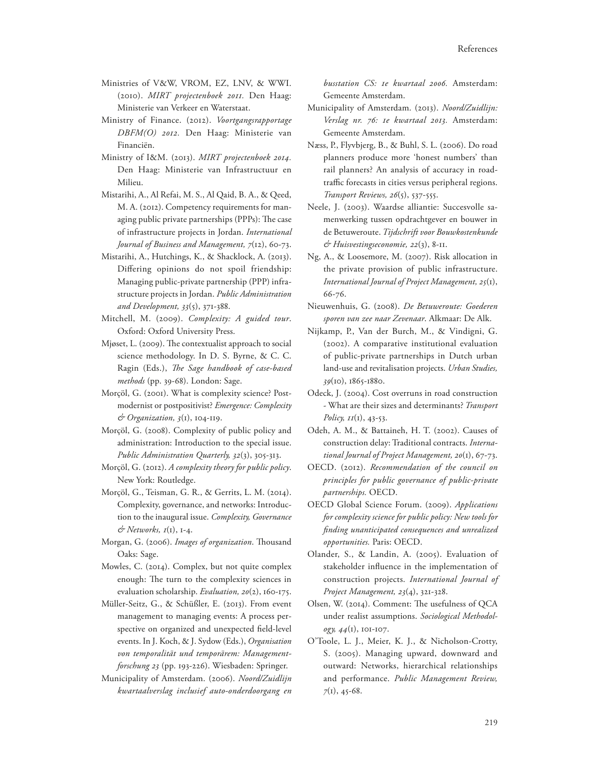Ministries of V&W, VROM, EZ, LNV, & WWI. (2010). *MIRT projectenboek 2011.* Den Haag: Ministerie van Verkeer en Waterstaat.

Ministry of Finance. (2012). *Voortgangsrapportage DBFM(O) 2012.* Den Haag: Ministerie van Financiën.

Ministry of I&M. (2013). *MIRT projectenboek 2014.* Den Haag: Ministerie van Infrastructuur en Milieu.

Mistarihi, A., Al Refai, M. S., Al Qaid, B. A., & Qeed, M. A. (2012). Competency requirements for managing public private partnerships (PPPs): The case of infrastructure projects in Jordan. *International Journal of Business and Management, 7*(12), 60-73.

Mistarihi, A., Hutchings, K., & Shacklock, A. (2013). Differing opinions do not spoil friendship: Managing public-private partnership (PPP) infrastructure projects in Jordan. *Public Administration and Development, 33*(5), 371-388.

Mitchell, M. (2009). *Complexity: A guided tour*. Oxford: Oxford University Press.

Mjøset, L. (2009). The contextualist approach to social science methodology. In D. S. Byrne, & C. C. Ragin (Eds.), *The Sage handbook of case-based methods* (pp. 39-68). London: Sage.

Morçöl, G. (2001). What is complexity science? Postmodernist or postpositivist? *Emergence: Complexity & Organization, 3*(1), 104-119.

Morçöl, G. (2008). Complexity of public policy and administration: Introduction to the special issue. *Public Administration Quarterly, 32*(3), 305-313.

Morçöl, G. (2012). *A complexity theory for public policy*. New York: Routledge.

Morçöl, G., Teisman, G. R., & Gerrits, L. M. (2014). Complexity, governance, and networks: Introduction to the inaugural issue. *Complexity, Governance & Networks, 1*(1), 1-4.

Morgan, G. (2006). *Images of organization*. Thousand Oaks: Sage.

Mowles, C. (2014). Complex, but not quite complex enough: The turn to the complexity sciences in evaluation scholarship. *Evaluation, 20*(2), 160-175.

Müller-Seitz, G., & Schüßler, E. (2013). From event management to managing events: A process perspective on organized and unexpected field-level events. In J. Koch, & J. Sydow (Eds.), *Organisation von temporalität und temporärem: Managementforschung 23* (pp. 193-226). Wiesbaden: Springer.

Municipality of Amsterdam. (2006). *Noord/Zuidlijn kwartaalverslag inclusief auto-onderdoorgang en busstation CS: 1e kwartaal 2006.* Amsterdam: Gemeente Amsterdam.

Municipality of Amsterdam. (2013). *Noord/Zuidlijn: Verslag nr. 76: 1e kwartaal 2013.* Amsterdam: Gemeente Amsterdam.

Næss, P., Flyvbjerg, B., & Buhl, S. L. (2006). Do road planners produce more 'honest numbers' than rail planners? An analysis of accuracy in road-traffic forecasts in cities versus peripheral regions. *Transport Reviews, 26*(5), 537-555.

Neele, J. (2003). Waardse alliantie: Succesvolle samenwerking tussen opdrachtgever en bouwer in de Betuweroute. *Tijdschrift voor Bouwkostenkunde & Huisvestingseconomie, 22*(3), 8-11.

Ng, A., & Loosemore, M. (2007). Risk allocation in the private provision of public infrastructure. *International Journal of Project Management, 25*(1), 66-76.

Nieuwenhuis, G. (2008). *De Betuweroute: Goederen sporen van zee naar Zevenaar*. Alkmaar: De Alk.

Nijkamp, P., Van der Burch, M., & Vindigni, G. (2002). A comparative institutional evaluation of public-private partnerships in Dutch urban land-use and revitalisation projects. *Urban Studies, 39*(10), 1865-1880.

Odeck, J. (2004). Cost overruns in road construction - What are their sizes and determinants? *Transport Policy, 11*(1), 43-53.

Odeh, A. M., & Battaineh, H. T. (2002). Causes of construction delay: Traditional contracts. *International Journal of Project Management, 20*(1), 67-73.

OECD. (2012). *Recommendation of the council on principles for public governance of public-private partnerships.* OECD.

OECD Global Science Forum. (2009). *Applications for complexity science for public policy: New tools for finding unanticipated consequences and unrealized opportunities.* Paris: OECD.

Olander, S., & Landin, A. (2005). Evaluation of stakeholder influence in the implementation of construction projects. *International Journal of Project Management, 23*(4), 321-328.

Olsen, W. (2014). Comment: The usefulness of QCA under realist assumptions. *Sociological Methodology, 44*(1), 101-107.

O'Toole, L. J., Meier, K. J., & Nicholson-Crotty, S. (2005). Managing upward, downward and outward: Networks, hierarchical relationships and performance. *Public Management Review, 7*(1), 45-68.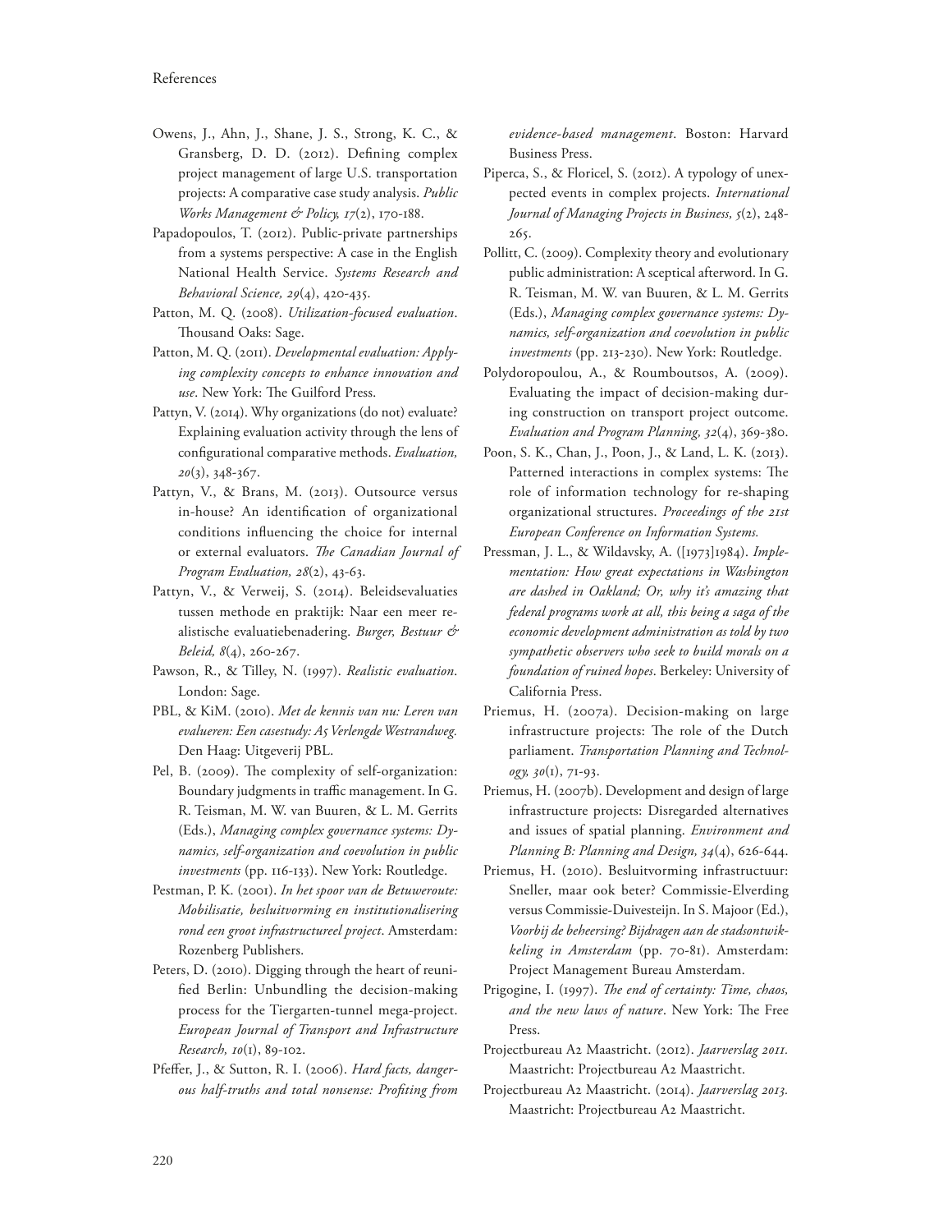Owens, J., Ahn, J., Shane, J. S., Strong, K. C., & Gransberg, D. D. (2012). Defining complex project management of large U.S. transportation projects: A comparative case study analysis. *Public Works Management & Policy, 17*(2), 170-188.

Papadopoulos, T. (2012). Public-private partnerships from a systems perspective: A case in the English National Health Service. *Systems Research and Behavioral Science, 29*(4), 420-435.

Patton, M. Q. (2008). *Utilization-focused evaluation*. Thousand Oaks: Sage.

Patton, M. Q. (2011). *Developmental evaluation: Applying complexity concepts to enhance innovation and use*. New York: The Guilford Press.

Pattyn, V. (2014). Why organizations (do not) evaluate? Explaining evaluation activity through the lens of configurational comparative methods. *Evaluation, 20*(3), 348-367.

Pattyn, V., & Brans, M. (2013). Outsource versus in-house? An identification of organizational conditions influencing the choice for internal or external evaluators. *The Canadian Journal of Program Evaluation, 28*(2), 43-63.

Pattyn, V., & Verweij, S. (2014). Beleidsevaluaties tussen methode en praktijk: Naar een meer realistische evaluatiebenadering. *Burger, Bestuur & Beleid, 8*(4), 260-267.

Pawson, R., & Tilley, N. (1997). *Realistic evaluation*. London: Sage.

PBL, & KiM. (2010). *Met de kennis van nu: Leren van evalueren: Een casestudy: A5 Verlengde Westrandweg.* Den Haag: Uitgeverij PBL.

Pel, B. (2009). The complexity of self-organization: Boundary judgments in traffic management. In G. R. Teisman, M. W. van Buuren, & L. M. Gerrits (Eds.), *Managing complex governance systems: Dynamics, self-organization and coevolution in public investments* (pp. 116-133). New York: Routledge.

Pestman, P. K. (2001). *In het spoor van de Betuweroute: Mobilisatie, besluitvorming en institutionalisering rond een groot infrastructureel project*. Amsterdam: Rozenberg Publishers.

Peters, D. (2010). Digging through the heart of reunified Berlin: Unbundling the decision-making process for the Tiergarten-tunnel mega-project. *European Journal of Transport and Infrastructure Research, 10*(1), 89-102.

Pfeffer, J., & Sutton, R. I. (2006). *Hard facts, dangerous half-truths and total nonsense: Profiting from evidence-based management*. Boston: Harvard Business Press.

Piperca, S., & Floricel, S. (2012). A typology of unexpected events in complex projects. *International Journal of Managing Projects in Business, 5*(2), 248-265.

Pollitt, C. (2009). Complexity theory and evolutionary public administration: A sceptical afterword. In G. R. Teisman, M. W. van Buuren, & L. M. Gerrits (Eds.), *Managing complex governance systems: Dynamics, self-organization and coevolution in public investments* (pp. 213-230). New York: Routledge.

Polydoropoulou, A., & Roumboutsos, A. (2009). Evaluating the impact of decision-making during construction on transport project outcome. *Evaluation and Program Planning, 32*(4), 369-380.

Poon, S. K., Chan, J., Poon, J., & Land, L. K. (2013). Patterned interactions in complex systems: The role of information technology for re-shaping organizational structures. *Proceedings of the 21st European Conference on Information Systems.*

Pressman, J. L., & Wildavsky, A. ([1973]1984). *Implementation: How great expectations in Washington are dashed in Oakland; Or, why it's amazing that federal programs work at all, this being a saga of the economic development administration as told by two sympathetic observers who seek to build morals on a foundation of ruined hopes*. Berkeley: University of California Press.

Priemus, H. (2007a). Decision-making on large infrastructure projects: The role of the Dutch parliament. *Transportation Planning and Technology, 30*(1), 71-93.

Priemus, H. (2007b). Development and design of large infrastructure projects: Disregarded alternatives and issues of spatial planning. *Environment and Planning B: Planning and Design, 34*(4), 626-644.

Priemus, H. (2010). Besluitvorming infrastructuur: Sneller, maar ook beter? Commissie-Elverding versus Commissie-Duivesteijn. In S. Majoor (Ed.), *Voorbij de beheersing? Bijdragen aan de stadsontwikkeling in Amsterdam* (pp. 70-81). Amsterdam: Project Management Bureau Amsterdam.

Prigogine, I. (1997). *The end of certainty: Time, chaos, and the new laws of nature*. New York: The Free Press.

Projectbureau A2 Maastricht. (2012). *Jaarverslag 2011.* Maastricht: Projectbureau A2 Maastricht.

Projectbureau A2 Maastricht. (2014). *Jaarverslag 2013.* Maastricht: Projectbureau A2 Maastricht.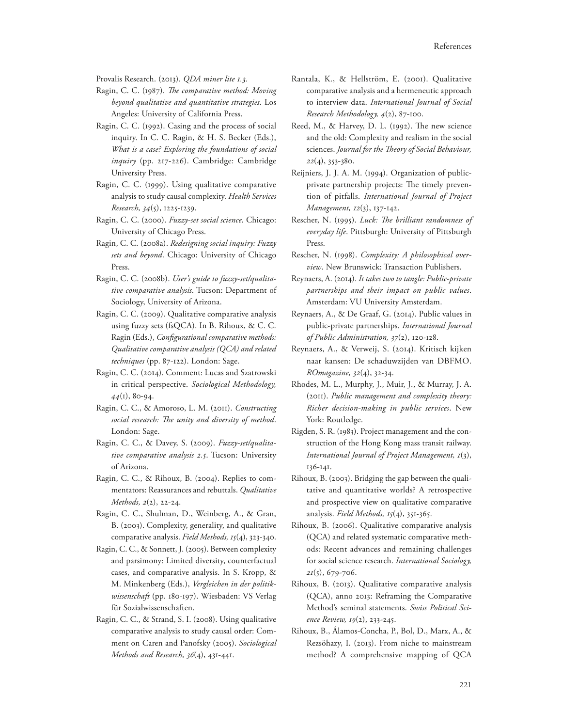Provalis Research. (2013). *QDA miner lite 1.3.*

Ragin, C. C. (1987). *The comparative method: Moving beyond qualitative and quantitative strategies*. Los Angeles: University of California Press.

Ragin, C. C. (1992). Casing and the process of social inquiry. In C. C. Ragin, & H. S. Becker (Eds.), *What is a case? Exploring the foundations of social inquiry* (pp. 217-226). Cambridge: Cambridge University Press.

Ragin, C. C. (1999). Using qualitative comparative analysis to study causal complexity. *Health Services Research, 34*(5), 1225-1239.

Ragin, C. C. (2000). *Fuzzy-set social science*. Chicago: University of Chicago Press.

Ragin, C. C. (2008a). *Redesigning social inquiry: Fuzzy sets and beyond*. Chicago: University of Chicago Press.

Ragin, C. C. (2008b). *User's guide to fuzzy-set/qualitative comparative analysis*. Tucson: Department of Sociology, University of Arizona.

Ragin, C. C. (2009). Qualitative comparative analysis using fuzzy sets (fsQCA). In B. Rihoux, & C. C. Ragin (Eds.), *Configurational comparative methods: Qualitative comparative analysis (QCA) and related techniques* (pp. 87-122). London: Sage.

Ragin, C. C. (2014). Comment: Lucas and Szatrowski in critical perspective. *Sociological Methodology, 44*(1), 80-94.

Ragin, C. C., & Amoroso, L. M. (2011). *Constructing social research: The unity and diversity of method*. London: Sage.

Ragin, C. C., & Davey, S. (2009). *Fuzzy-set/qualitative comparative analysis 2.5*. Tucson: University of Arizona.

Ragin, C. C., & Rihoux, B. (2004). Replies to commentators: Reassurances and rebuttals. *Qualitative Methods, 2*(2), 22-24.

Ragin, C. C., Shulman, D., Weinberg, A., & Gran, B. (2003). Complexity, generality, and qualitative comparative analysis. *Field Methods, 15*(4), 323-340.

Ragin, C. C., & Sonnett, J. (2005). Between complexity and parsimony: Limited diversity, counterfactual cases, and comparative analysis. In S. Kropp, & M. Minkenberg (Eds.), *Vergleichen in der politikwissenschaft* (pp. 180-197). Wiesbaden: VS Verlag für Sozialwissenschaften.

Ragin, C. C., & Strand, S. I. (2008). Using qualitative comparative analysis to study causal order: Comment on Caren and Panofsky (2005). *Sociological Methods and Research, 36*(4), 431-441.

Rantala, K., & Hellström, E. (2001). Qualitative comparative analysis and a hermeneutic approach to interview data. *International Journal of Social Research Methodology, 4*(2), 87-100.

Reed, M., & Harvey, D. L. (1992). The new science and the old: Complexity and realism in the social sciences. *Journal for the Theory of Social Behaviour, 22*(4), 353-380.

Reijniers, J. J. A. M. (1994). Organization of public-private partnership projects: The timely prevention of pitfalls. *International Journal of Project Management, 12*(3), 137-142.

Rescher, N. (1995). *Luck: The brilliant randomness of everyday life*. Pittsburgh: University of Pittsburgh Press.

Rescher, N. (1998). *Complexity: A philosophical overview*. New Brunswick: Transaction Publishers.

Reynaers, A. (2014). *It takes two to tangle: Public-private partnerships and their impact on public values*. Amsterdam: VU University Amsterdam.

Reynaers, A., & De Graaf, G. (2014). Public values in public-private partnerships. *International Journal of Public Administration, 37*(2), 120-128.

Reynaers, A., & Verweij, S. (2014). Kritisch kijken naar kansen: De schaduwzijden van DBFMO. *ROmagazine, 32*(4), 32-34.

Rhodes, M. L., Murphy, J., Muir, J., & Murray, J. A. (2011). *Public management and complexity theory: Richer decision-making in public services*. New York: Routledge.

Rigden, S. R. (1983). Project management and the construction of the Hong Kong mass transit railway. *International Journal of Project Management, 1*(3), 136-141.

Rihoux, B. (2003). Bridging the gap between the qualitative and quantitative worlds? A retrospective and prospective view on qualitative comparative analysis. *Field Methods, 15*(4), 351-365.

Rihoux, B. (2006). Qualitative comparative analysis (QCA) and related systematic comparative methods: Recent advances and remaining challenges for social science research. *International Sociology, 21*(5), 679-706.

Rihoux, B. (2013). Qualitative comparative analysis (QCA), anno 2013: Reframing the Comparative Method's seminal statements. *Swiss Political Science Review, 19*(2), 233-245.

Rihoux, B., Álamos-Concha, P., Bol, D., Marx, A., & Rezsöhazy, I. (2013). From niche to mainstream method? A comprehensive mapping of QCA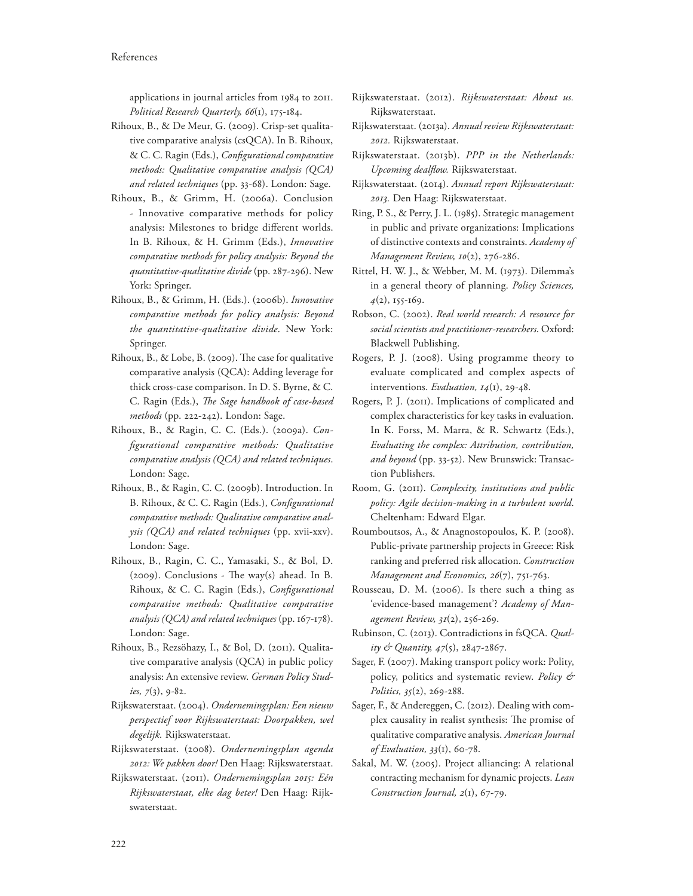applications in journal articles from 1984 to 2011. *Political Research Quarterly, 66*(1), 175-184.

Rihoux, B., & De Meur, G. (2009). Crisp-set qualitative comparative analysis (csQCA). In B. Rihoux, & C. C. Ragin (Eds.), *Configurational comparative methods: Qualitative comparative analysis (QCA) and related techniques* (pp. 33-68). London: Sage.

Rihoux, B., & Grimm, H. (2006a). Conclusion - Innovative comparative methods for policy analysis: Milestones to bridge different worlds. In B. Rihoux, & H. Grimm (Eds.), *Innovative comparative methods for policy analysis: Beyond the quantitative-qualitative divide* (pp. 287-296). New York: Springer.

Rihoux, B., & Grimm, H. (Eds.). (2006b). *Innovative comparative methods for policy analysis: Beyond the quantitative-qualitative divide*. New York: Springer.

Rihoux, B., & Lobe, B. (2009). The case for qualitative comparative analysis (QCA): Adding leverage for thick cross-case comparison. In D. S. Byrne, & C. C. Ragin (Eds.), *The Sage handbook of case-based methods* (pp. 222-242). London: Sage.

Rihoux, B., & Ragin, C. C. (Eds.). (2009a). *Configurational comparative methods: Qualitative comparative analysis (QCA) and related techniques*. London: Sage.

Rihoux, B., & Ragin, C. C. (2009b). Introduction. In B. Rihoux, & C. C. Ragin (Eds.), *Configurational comparative methods: Qualitative comparative analysis (QCA) and related techniques* (pp. xvii-xxv). London: Sage.

Rihoux, B., Ragin, C. C., Yamasaki, S., & Bol, D. (2009). Conclusions - The way(s) ahead. In B. Rihoux, & C. C. Ragin (Eds.), *Configurational comparative methods: Qualitative comparative analysis (QCA) and related techniques* (pp. 167-178). London: Sage.

Rihoux, B., Rezsöhazy, I., & Bol, D. (2011). Qualitative comparative analysis (QCA) in public policy analysis: An extensive review. *German Policy Studies, 7*(3), 9-82.

Rijkswaterstaat. (2004). *Ondernemingsplan: Een nieuw perspectief voor Rijkswaterstaat: Doorpakken, wel degelijk.* Rijkswaterstaat.

Rijkswaterstaat. (2008). *Ondernemingsplan agenda 2012: We pakken door!* Den Haag: Rijkswaterstaat.

Rijkswaterstaat. (2011). *Ondernemingsplan 2015: Eén Rijkswaterstaat, elke dag beter!* Den Haag: Rijkswaterstaat.

Rijkswaterstaat. (2012). *Rijkswaterstaat: About us.* Rijkswaterstaat.

Rijkswaterstaat. (2013a). *Annual review Rijkswaterstaat: 2012.* Rijkswaterstaat.

Rijkswaterstaat. (2013b). *PPP in the Netherlands: Upcoming dealflow.* Rijkswaterstaat.

Rijkswaterstaat. (2014). *Annual report Rijkswaterstaat: 2013.* Den Haag: Rijkswaterstaat.

Ring, P. S., & Perry, J. L. (1985). Strategic management in public and private organizations: Implications of distinctive contexts and constraints. *Academy of Management Review, 10*(2), 276-286.

Rittel, H. W. J., & Webber, M. M. (1973). Dilemma's in a general theory of planning. *Policy Sciences, 4*(2), 155-169.

Robson, C. (2002). *Real world research: A resource for social scientists and practitioner-researchers*. Oxford: Blackwell Publishing.

Rogers, P. J. (2008). Using programme theory to evaluate complicated and complex aspects of interventions. *Evaluation, 14*(1), 29-48.

Rogers, P. J. (2011). Implications of complicated and complex characteristics for key tasks in evaluation. In K. Forss, M. Marra, & R. Schwartz (Eds.), *Evaluating the complex: Attribution, contribution, and beyond* (pp. 33-52). New Brunswick: Transaction Publishers.

Room, G. (2011). *Complexity, institutions and public policy: Agile decision-making in a turbulent world*. Cheltenham: Edward Elgar.

Roumboutsos, A., & Anagnostopoulos, K. P. (2008). Public-private partnership projects in Greece: Risk ranking and preferred risk allocation. *Construction Management and Economics, 26*(7), 751-763.

Rousseau, D. M. (2006). Is there such a thing as 'evidence-based management'? *Academy of Management Review, 31*(2), 256-269.

Rubinson, C. (2013). Contradictions in fsQCA. *Quality & Quantity, 47*(5), 2847-2867.

Sager, F. (2007). Making transport policy work: Polity, policy, politics and systematic review. *Policy & Politics, 35*(2), 269-288.

Sager, F., & Andereggen, C. (2012). Dealing with complex causality in realist synthesis: The promise of qualitative comparative analysis. *American Journal of Evaluation, 33*(1), 60-78.

Sakal, M. W. (2005). Project alliancing: A relational contracting mechanism for dynamic projects. *Lean Construction Journal, 2*(1), 67-79.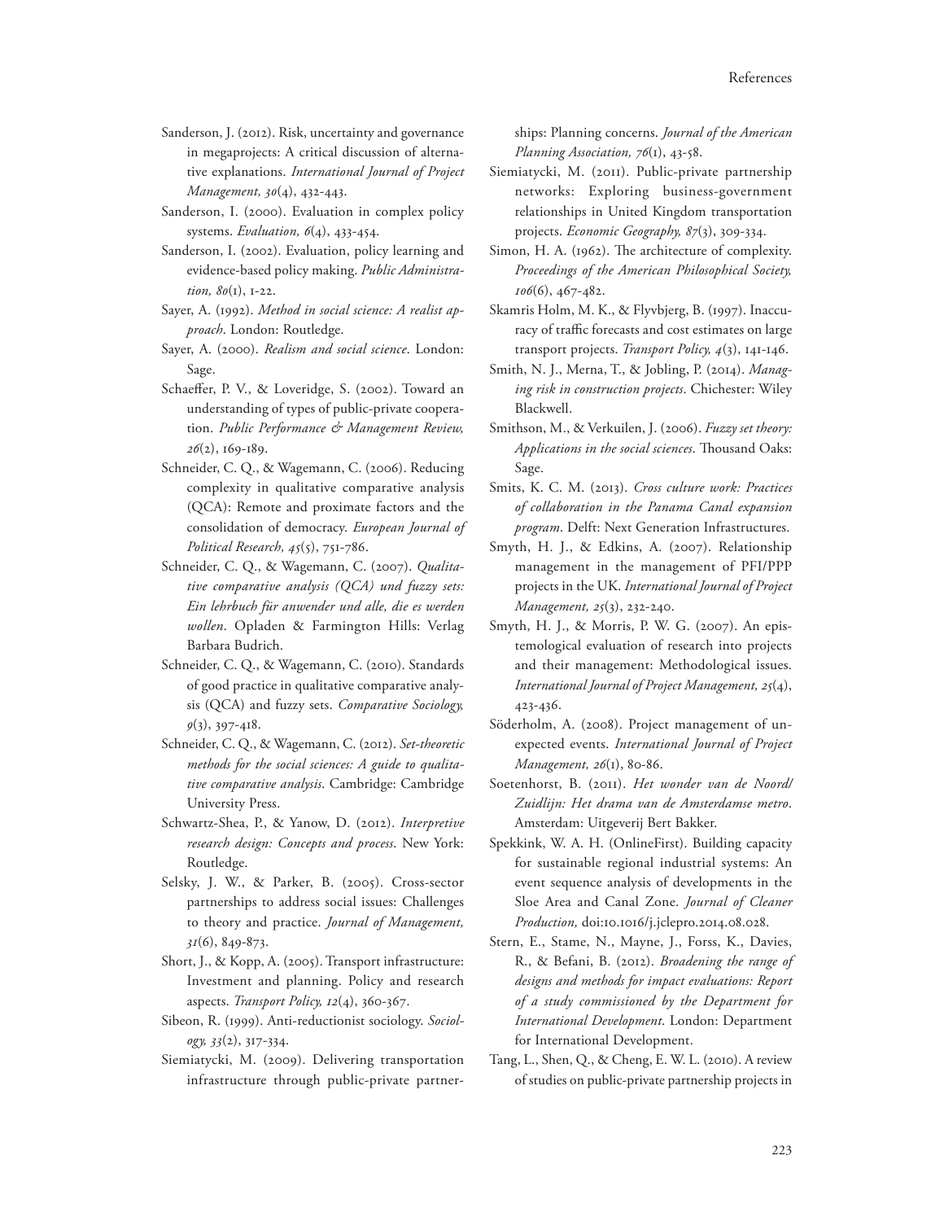Sanderson, J. (2012). Risk, uncertainty and governance in megaprojects: A critical discussion of alternative explanations. *International Journal of Project Management, 30*(4), 432-443.

Sanderson, I. (2000). Evaluation in complex policy systems. *Evaluation, 6*(4), 433-454.

Sanderson, I. (2002). Evaluation, policy learning and evidence-based policy making. *Public Administration, 80*(1), 1-22.

Sayer, A. (1992). *Method in social science: A realist approach*. London: Routledge.

Sayer, A. (2000). *Realism and social science*. London: Sage.

Schaeffer, P. V., & Loveridge, S. (2002). Toward an understanding of types of public-private cooperation. *Public Performance & Management Review, 26*(2), 169-189.

Schneider, C. Q., & Wagemann, C. (2006). Reducing complexity in qualitative comparative analysis (QCA): Remote and proximate factors and the consolidation of democracy. *European Journal of Political Research, 45*(5), 751-786.

Schneider, C. Q., & Wagemann, C. (2007). *Qualitative comparative analysis (QCA) und fuzzy sets: Ein lehrbuch für anwender und alle, die es werden wollen*. Opladen & Farmington Hills: Verlag Barbara Budrich.

Schneider, C. Q., & Wagemann, C. (2010). Standards of good practice in qualitative comparative analysis (QCA) and fuzzy sets. *Comparative Sociology, 9*(3), 397-418.

Schneider, C. Q., & Wagemann, C. (2012). *Set-theoretic methods for the social sciences: A guide to qualitative comparative analysis*. Cambridge: Cambridge University Press.

Schwartz-Shea, P., & Yanow, D. (2012). *Interpretive research design: Concepts and process*. New York: Routledge.

Selsky, J. W., & Parker, B. (2005). Cross-sector partnerships to address social issues: Challenges to theory and practice. *Journal of Management, 31*(6), 849-873.

Short, J., & Kopp, A. (2005). Transport infrastructure: Investment and planning. Policy and research aspects. *Transport Policy, 12*(4), 360-367.

Sibeon, R. (1999). Anti-reductionist sociology. *Sociology, 33*(2), 317-334.

Siemiatycki, M. (2009). Delivering transportation infrastructure through public-private partnerships: Planning concerns. *Journal of the American Planning Association, 76*(1), 43-58.

Siemiatycki, M. (2011). Public-private partnership networks: Exploring business-government relationships in United Kingdom transportation projects. *Economic Geography, 87*(3), 309-334.

Simon, H. A. (1962). The architecture of complexity. *Proceedings of the American Philosophical Society, 106*(6), 467-482.

Skamris Holm, M. K., & Flyvbjerg, B. (1997). Inaccuracy of traffic forecasts and cost estimates on large transport projects. *Transport Policy, 4*(3), 141-146.

Smith, N. J., Merna, T., & Jobling, P. (2014). *Managing risk in construction projects*. Chichester: Wiley Blackwell.

Smithson, M., & Verkuilen, J. (2006). *Fuzzy set theory: Applications in the social sciences*. Thousand Oaks: Sage.

Smits, K. C. M. (2013). *Cross culture work: Practices of collaboration in the Panama Canal expansion program*. Delft: Next Generation Infrastructures.

Smyth, H. J., & Edkins, A. (2007). Relationship management in the management of PFI/PPP projects in the UK. *International Journal of Project Management, 25*(3), 232-240.

Smyth, H. J., & Morris, P. W. G. (2007). An epistemological evaluation of research into projects and their management: Methodological issues. *International Journal of Project Management, 25*(4), 423-436.

Söderholm, A. (2008). Project management of unexpected events. *International Journal of Project Management, 26*(1), 80-86.

Soetenhorst, B. (2011). *Het wonder van de Noord/Zuidlijn: Het drama van de Amsterdamse metro*. Amsterdam: Uitgeverij Bert Bakker.

Spekkink, W. A. H. (OnlineFirst). Building capacity for sustainable regional industrial systems: An event sequence analysis of developments in the Sloe Area and Canal Zone. *Journal of Cleaner Production,* doi:10.1016/j.jclepro.2014.08.028.

Stern, E., Stame, N., Mayne, J., Forss, K., Davies, R., & Befani, B. (2012). *Broadening the range of designs and methods for impact evaluations: Report of a study commissioned by the Department for International Development*. London: Department for International Development.

Tang, L., Shen, Q., & Cheng, E. W. L. (2010). A review of studies on public-private partnership projects in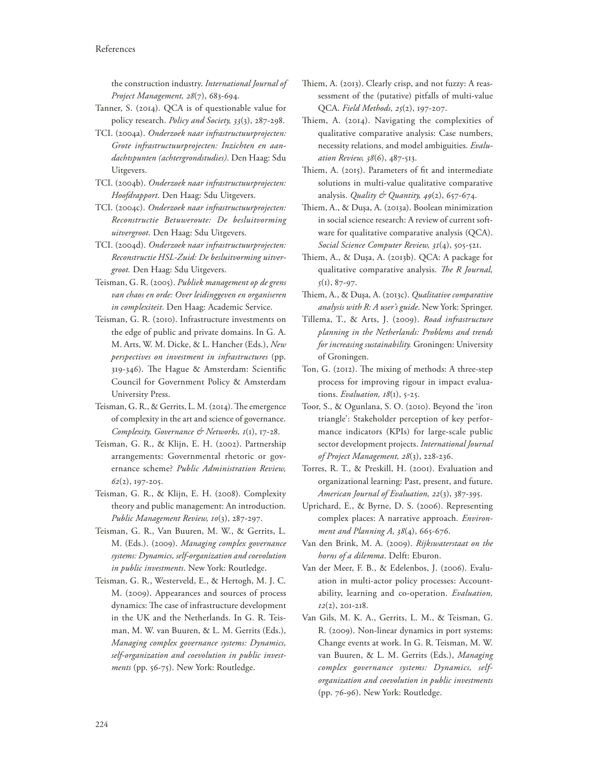the construction industry. *International Journal of Project Management, 28*(7), 683-694.

Tanner, S. (2014). QCA is of questionable value for policy research. *Policy and Society, 33*(3), 287-298.

TCI. (2004a). *Onderzoek naar infrastructuurprojecten: Grote infrastructuurprojecten: Inzichten en aandachtspunten (achtergrondstudies)*. Den Haag: Sdu Uitgevers.

TCI. (2004b). *Onderzoek naar infrastructuurprojecten: Hoofdrapport*. Den Haag: Sdu Uitgevers.

TCI. (2004c). *Onderzoek naar infrastructuurprojecten: Reconstructie Betuweroute: De besluitvorming uitvergroot*. Den Haag: Sdu Uitgevers.

TCI. (2004d). *Onderzoek naar infrastructuurprojecten: Reconstructie HSL-Zuid: De besluitvorming uitvergroot.* Den Haag: Sdu Uitgevers.

Teisman, G. R. (2005). *Publiek management op de grens van chaos en orde: Over leidinggeven en organiseren in complexiteit*. Den Haag: Academic Service.

Teisman, G. R. (2010). Infrastructure investments on the edge of public and private domains. In G. A. M. Arts, W. M. Dicke, & L. Hancher (Eds.), *New perspectives on investment in infrastructures* (pp. 319-346). The Hague & Amsterdam: Scientific Council for Government Policy & Amsterdam University Press.

Teisman, G. R., & Gerrits, L. M. (2014). The emergence of complexity in the art and science of governance. *Complexity, Governance & Networks, 1*(1), 17-28.

Teisman, G. R., & Klijn, E. H. (2002). Partnership arrangements: Governmental rhetoric or governance scheme? *Public Administration Review, 62*(2), 197-205.

Teisman, G. R., & Klijn, E. H. (2008). Complexity theory and public management: An introduction. *Public Management Review, 10*(3), 287-297.

Teisman, G. R., Van Buuren, M. W., & Gerrits, L. M. (Eds.). (2009). *Managing complex governance systems: Dynamics, self-organization and coevolution in public investments*. New York: Routledge.

Teisman, G. R., Westerveld, E., & Hertogh, M. J. C. M. (2009). Appearances and sources of process dynamics: The case of infrastructure development in the UK and the Netherlands. In G. R. Teisman, M. W. van Buuren, & L. M. Gerrits (Eds.), *Managing complex governance systems: Dynamics, self-organization and coevolution in public investments* (pp. 56-75). New York: Routledge.

Thiem, A. (2013). Clearly crisp, and not fuzzy: A reassessment of the (putative) pitfalls of multi-value QCA. *Field Methods, 25*(2), 197-207.

Thiem, A. (2014). Navigating the complexities of qualitative comparative analysis: Case numbers, necessity relations, and model ambiguities. *Evaluation Review, 38*(6), 487-513.

Thiem, A. (2015). Parameters of fit and intermediate solutions in multi-value qualitative comparative analysis. *Quality & Quantity, 49*(2), 657-674.

Thiem, A., & Duşa, A. (2013a). Boolean minimization in social science research: A review of current software for qualitative comparative analysis (QCA). *Social Science Computer Review, 31*(4), 505-521.

Thiem, A., & Duşa, A. (2013b). QCA: A package for qualitative comparative analysis. *The R Journal, 5*(1), 87-97.

Thiem, A., & Duşa, A. (2013c). *Qualitative comparative analysis with R: A user's guide*. New York: Springer.

Tillema, T., & Arts, J. (2009). *Road infrastructure planning in the Netherlands: Problems and trends for increasing sustainability.* Groningen: University of Groningen.

Ton, G. (2012). The mixing of methods: A three-step process for improving rigour in impact evaluations. *Evaluation, 18*(1), 5-25.

Toor, S., & Ogunlana, S. O. (2010). Beyond the 'iron triangle': Stakeholder perception of key performance indicators (KPIs) for large-scale public sector development projects. *International Journal of Project Management, 28*(3), 228-236.

Torres, R. T., & Preskill, H. (2001). Evaluation and organizational learning: Past, present, and future. *American Journal of Evaluation, 22*(3), 387-395.

Uprichard, E., & Byrne, D. S. (2006). Representing complex places: A narrative approach. *Environment and Planning A, 38*(4), 665-676.

Van den Brink, M. A. (2009). *Rijkswaterstaat on the horns of a dilemma*. Delft: Eburon.

Van der Meer, F. B., & Edelenbos, J. (2006). Evaluation in multi-actor policy processes: Accountability, learning and co-operation. *Evaluation, 12*(2), 201-218.

Van Gils, M. K. A., Gerrits, L. M., & Teisman, G. R. (2009). Non-linear dynamics in port systems: Change events at work. In G. R. Teisman, M. W. van Buuren, & L. M. Gerrits (Eds.), *Managing complex governance systems: Dynamics, self-organization and coevolution in public investments* (pp. 76-96). New York: Routledge.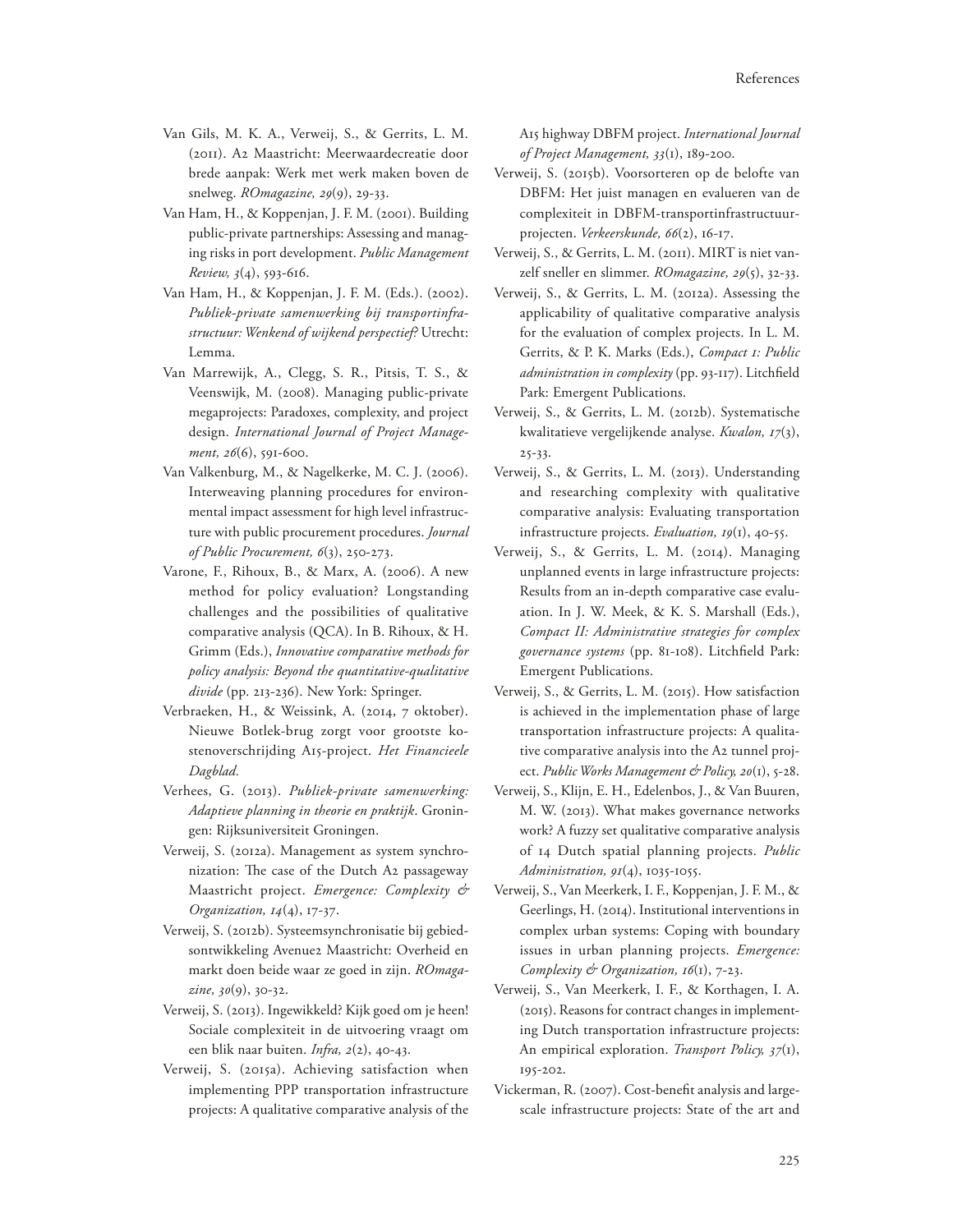Van Gils, M. K. A., Verweij, S., & Gerrits, L. M. (2011). A2 Maastricht: Meerwaardecreatie door brede aanpak: Werk met werk maken boven de snelweg. *ROmagazine, 29*(9), 29-33.

Van Ham, H., & Koppenjan, J. F. M. (2001). Building public-private partnerships: Assessing and managing risks in port development. *Public Management Review, 3*(4), 593-616.

Van Ham, H., & Koppenjan, J. F. M. (Eds.). (2002). *Publiek-private samenwerking bij transportinfrastructuur: Wenkend of wijkend perspectief?* Utrecht: Lemma.

Van Marrewijk, A., Clegg, S. R., Pitsis, T. S., & Veenswijk, M. (2008). Managing public-private megaprojects: Paradoxes, complexity, and project design. *International Journal of Project Management, 26*(6), 591-600.

Van Valkenburg, M., & Nagelkerke, M. C. J. (2006). Interweaving planning procedures for environmental impact assessment for high level infrastructure with public procurement procedures. *Journal of Public Procurement, 6*(3), 250-273.

Varone, F., Rihoux, B., & Marx, A. (2006). A new method for policy evaluation? Longstanding challenges and the possibilities of qualitative comparative analysis (QCA). In B. Rihoux, & H. Grimm (Eds.), *Innovative comparative methods for policy analysis: Beyond the quantitative-qualitative divide* (pp. 213-236). New York: Springer.

Verbraeken, H., & Weissink, A. (2014, 7 oktober). Nieuwe Botlek-brug zorgt voor grootste kostenoverschrijding A15-project. *Het Financieele Dagblad.*

Verhees, G. (2013). *Publiek-private samenwerking: Adaptieve planning in theorie en praktijk*. Groningen: Rijksuniversiteit Groningen.

Verweij, S. (2012a). Management as system synchronization: The case of the Dutch A2 passageway Maastricht project. *Emergence: Complexity & Organization, 14*(4), 17-37.

Verweij, S. (2012b). Systeemsynchronisatie bij gebiedsontwikkeling Avenue2 Maastricht: Overheid en markt doen beide waar ze goed in zijn. *ROmagazine, 30*(9), 30-32.

Verweij, S. (2013). Ingewikkeld? Kijk goed om je heen! Sociale complexiteit in de uitvoering vraagt om een blik naar buiten. *Infra, 2*(2), 40-43.

Verweij, S. (2015a). Achieving satisfaction when implementing PPP transportation infrastructure projects: A qualitative comparative analysis of the A15 highway DBFM project. *International Journal of Project Management, 33*(1), 189-200.

Verweij, S. (2015b). Voorsorteren op de belofte van DBFM: Het juist managen en evalueren van de complexiteit in DBFM-transportinfrastructuurprojecten. *Verkeerskunde, 66*(2), 16-17.

Verweij, S., & Gerrits, L. M. (2011). MIRT is niet vanzelf sneller en slimmer. *ROmagazine, 29*(5), 32-33.

Verweij, S., & Gerrits, L. M. (2012a). Assessing the applicability of qualitative comparative analysis for the evaluation of complex projects. In L. M. Gerrits, & P. K. Marks (Eds.), *Compact I: Public administration in complexity* (pp. 93-117). Litchfield Park: Emergent Publications.

Verweij, S., & Gerrits, L. M. (2012b). Systematische kwalitatieve vergelijkende analyse. *Kwalon, 17*(3), 25-33.

Verweij, S., & Gerrits, L. M. (2013). Understanding and researching complexity with qualitative comparative analysis: Evaluating transportation infrastructure projects. *Evaluation, 19*(1), 40-55.

Verweij, S., & Gerrits, L. M. (2014). Managing unplanned events in large infrastructure projects: Results from an in-depth comparative case evaluation. In J. W. Meek, & K. S. Marshall (Eds.), *Compact II: Administrative strategies for complex governance systems* (pp. 81-108). Litchfield Park: Emergent Publications.

Verweij, S., & Gerrits, L. M. (2015). How satisfaction is achieved in the implementation phase of large transportation infrastructure projects: A qualitative comparative analysis into the A2 tunnel project. *Public Works Management & Policy, 20*(1), 5-28.

Verweij, S., Klijn, E. H., Edelenbos, J., & Van Buuren, M. W. (2013). What makes governance networks work? A fuzzy set qualitative comparative analysis of 14 Dutch spatial planning projects. *Public Administration, 91*(4), 1035-1055.

Verweij, S., Van Meerkerk, I. F., Koppenjan, J. F. M., & Geerlings, H. (2014). Institutional interventions in complex urban systems: Coping with boundary issues in urban planning projects. *Emergence: Complexity & Organization, 16*(1), 7-23.

Verweij, S., Van Meerkerk, I. F., & Korthagen, I. A. (2015). Reasons for contract changes in implementing Dutch transportation infrastructure projects: An empirical exploration. *Transport Policy, 37*(1), 195-202.

Vickerman, R. (2007). Cost-benefit analysis and large-scale infrastructure projects: State of the art and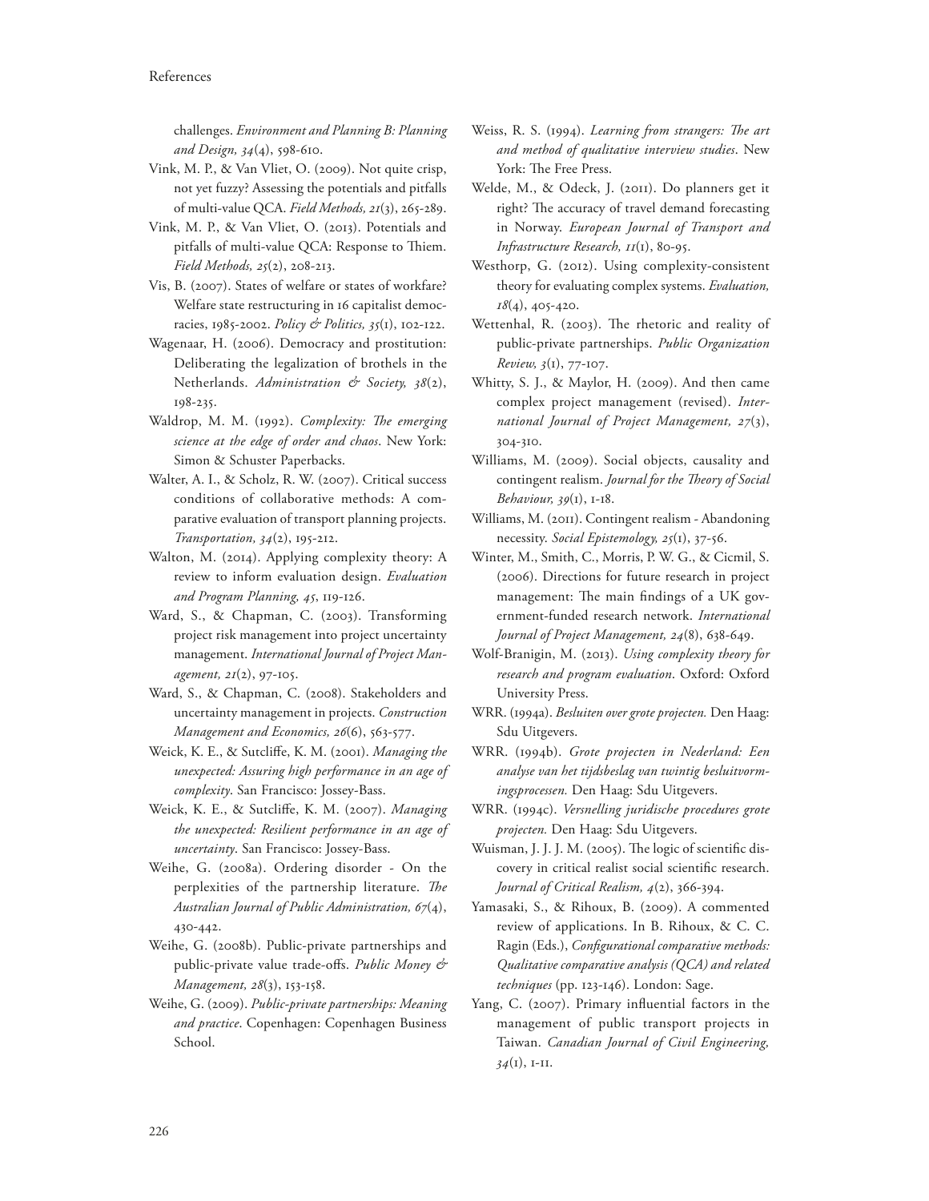challenges. *Environment and Planning B: Planning and Design, 34*(4), 598-610.

Vink, M. P., & Van Vliet, O. (2009). Not quite crisp, not yet fuzzy? Assessing the potentials and pitfalls of multi-value QCA. *Field Methods, 21*(3), 265-289.

Vink, M. P., & Van Vliet, O. (2013). Potentials and pitfalls of multi-value QCA: Response to Thiem. *Field Methods, 25*(2), 208-213.

Vis, B. (2007). States of welfare or states of workfare? Welfare state restructuring in 16 capitalist democracies, 1985-2002. *Policy & Politics, 35*(1), 102-122.

Wagenaar, H. (2006). Democracy and prostitution: Deliberating the legalization of brothels in the Netherlands. *Administration & Society, 38*(2), 198-235.

Waldrop, M. M. (1992). *Complexity: The emerging science at the edge of order and chaos*. New York: Simon & Schuster Paperbacks.

Walter, A. I., & Scholz, R. W. (2007). Critical success conditions of collaborative methods: A comparative evaluation of transport planning projects. *Transportation, 34*(2), 195-212.

Walton, M. (2014). Applying complexity theory: A review to inform evaluation design. *Evaluation and Program Planning, 45*, 119-126.

Ward, S., & Chapman, C. (2003). Transforming project risk management into project uncertainty management. *International Journal of Project Management, 21*(2), 97-105.

Ward, S., & Chapman, C. (2008). Stakeholders and uncertainty management in projects. *Construction Management and Economics, 26*(6), 563-577.

Weick, K. E., & Sutcliffe, K. M. (2001). *Managing the unexpected: Assuring high performance in an age of complexity*. San Francisco: Jossey-Bass.

Weick, K. E., & Sutcliffe, K. M. (2007). *Managing the unexpected: Resilient performance in an age of uncertainty*. San Francisco: Jossey-Bass.

Weihe, G. (2008a). Ordering disorder - On the perplexities of the partnership literature. *The Australian Journal of Public Administration, 67*(4), 430-442.

Weihe, G. (2008b). Public-private partnerships and public-private value trade-offs. *Public Money & Management, 28*(3), 153-158.

Weihe, G. (2009). *Public-private partnerships: Meaning and practice*. Copenhagen: Copenhagen Business School.

Weiss, R. S. (1994). *Learning from strangers: The art and method of qualitative interview studies*. New York: The Free Press.

Welde, M., & Odeck, J. (2011). Do planners get it right? The accuracy of travel demand forecasting in Norway. *European Journal of Transport and Infrastructure Research, 11*(1), 80-95.

Westhorp, G. (2012). Using complexity-consistent theory for evaluating complex systems. *Evaluation, 18*(4), 405-420.

Wettenhal, R. (2003). The rhetoric and reality of public-private partnerships. *Public Organization Review, 3*(1), 77-107.

Whitty, S. J., & Maylor, H. (2009). And then came complex project management (revised). *International Journal of Project Management, 27*(3), 304-310.

Williams, M. (2009). Social objects, causality and contingent realism. *Journal for the Theory of Social Behaviour, 39*(1), 1-18.

Williams, M. (2011). Contingent realism - Abandoning necessity. *Social Epistemology, 25*(1), 37-56.

Winter, M., Smith, C., Morris, P. W. G., & Cicmil, S. (2006). Directions for future research in project management: The main findings of a UK government-funded research network. *International Journal of Project Management, 24*(8), 638-649.

Wolf-Branigin, M. (2013). *Using complexity theory for research and program evaluation*. Oxford: Oxford University Press.

WRR. (1994a). *Besluiten over grote projecten.* Den Haag: Sdu Uitgevers.

WRR. (1994b). *Grote projecten in Nederland: Een analyse van het tijdsbeslag van twintig besluitvormingsprocessen.* Den Haag: Sdu Uitgevers.

WRR. (1994c). *Versnelling juridische procedures grote projecten.* Den Haag: Sdu Uitgevers.

Wuisman, J. J. J. M. (2005). The logic of scientific discovery in critical realist social scientific research. *Journal of Critical Realism, 4*(2), 366-394.

Yamasaki, S., & Rihoux, B. (2009). A commented review of applications. In B. Rihoux, & C. C. Ragin (Eds.), *Configurational comparative methods: Qualitative comparative analysis (QCA) and related techniques* (pp. 123-146). London: Sage.

Yang, C. (2007). Primary influential factors in the management of public transport projects in Taiwan. *Canadian Journal of Civil Engineering, 34*(1), 1-11.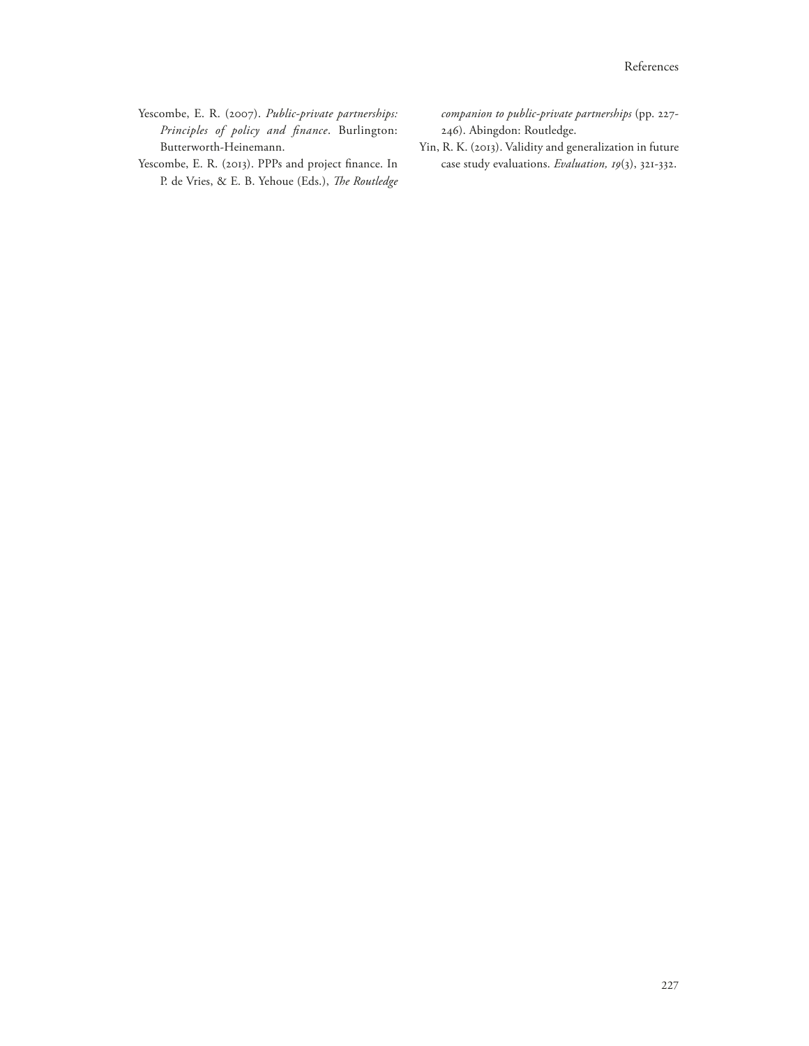Yescombe, E. R. (2007). *Public-private partnerships: Principles of policy and finance*. Burlington: Butterworth-Heinemann.

Yescombe, E. R. (2013). PPPs and project finance. In P. de Vries, & E. B. Yehoue (Eds.), *The Routledge companion to public-private partnerships* (pp. 227-246). Abingdon: Routledge.

Yin, R. K. (2013). Validity and generalization in future case study evaluations. *Evaluation, 19*(3), 321-332.